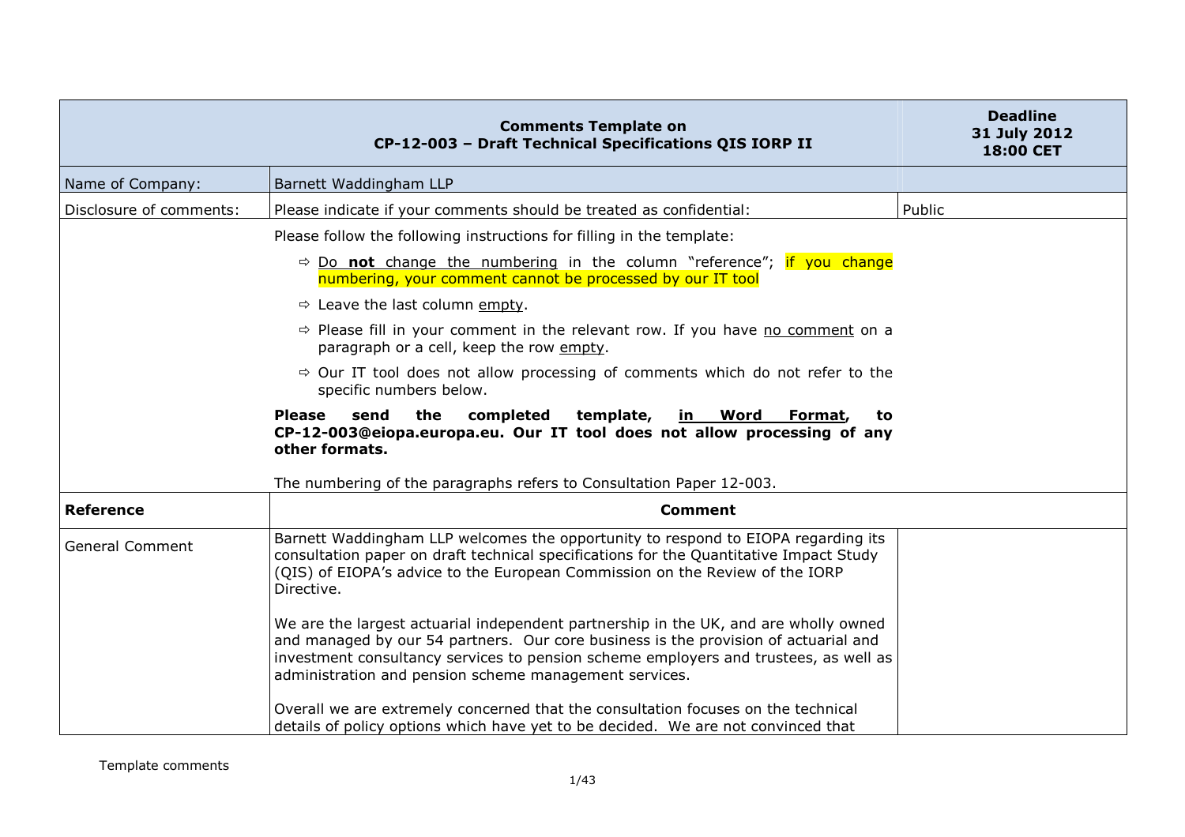| Comments Template on CP-12-003 – Draft Technical Specifications QIS IORP II | | Deadline 31 July 2012 18:00 CET |
|---|---|---|
| Name of Company: | Barnett Waddingham LLP | |
| Disclosure of comments: | Please indicate if your comments should be treated as confidential: | Public |
| | Please follow the following instructions for filling in the template:<br>⇨ <u>Do **not** change the numbering</u> in the column "reference"; if you change numbering, your comment cannot be processed by our IT tool<br>⇨ Leave the last column <u>empty</u>.<br>⇨ Please fill in your comment in the relevant row. If you have <u>no comment</u> on a paragraph or a cell, keep the row <u>empty</u>.<br>⇨ Our IT tool does not allow processing of comments which do not refer to the specific numbers below.<br>**Please send the completed template, <u>in Word Format</u>, to CP-12-003@eiopa.europa.eu. Our IT tool does not allow processing of any other formats.**<br><br>The numbering of the paragraphs refers to Consultation Paper 12-003. | |
| **Reference** | **Comment** | |
| General Comment | Barnett Waddingham LLP welcomes the opportunity to respond to EIOPA regarding its consultation paper on draft technical specifications for the Quantitative Impact Study (QIS) of EIOPA's advice to the European Commission on the Review of the IORP Directive.<br><br>We are the largest actuarial independent partnership in the UK, and are wholly owned and managed by our 54 partners. Our core business is the provision of actuarial and investment consultancy services to pension scheme employers and trustees, as well as administration and pension scheme management services.<br><br>Overall we are extremely concerned that the consultation focuses on the technical details of policy options which have yet to be decided. We are not convinced that | |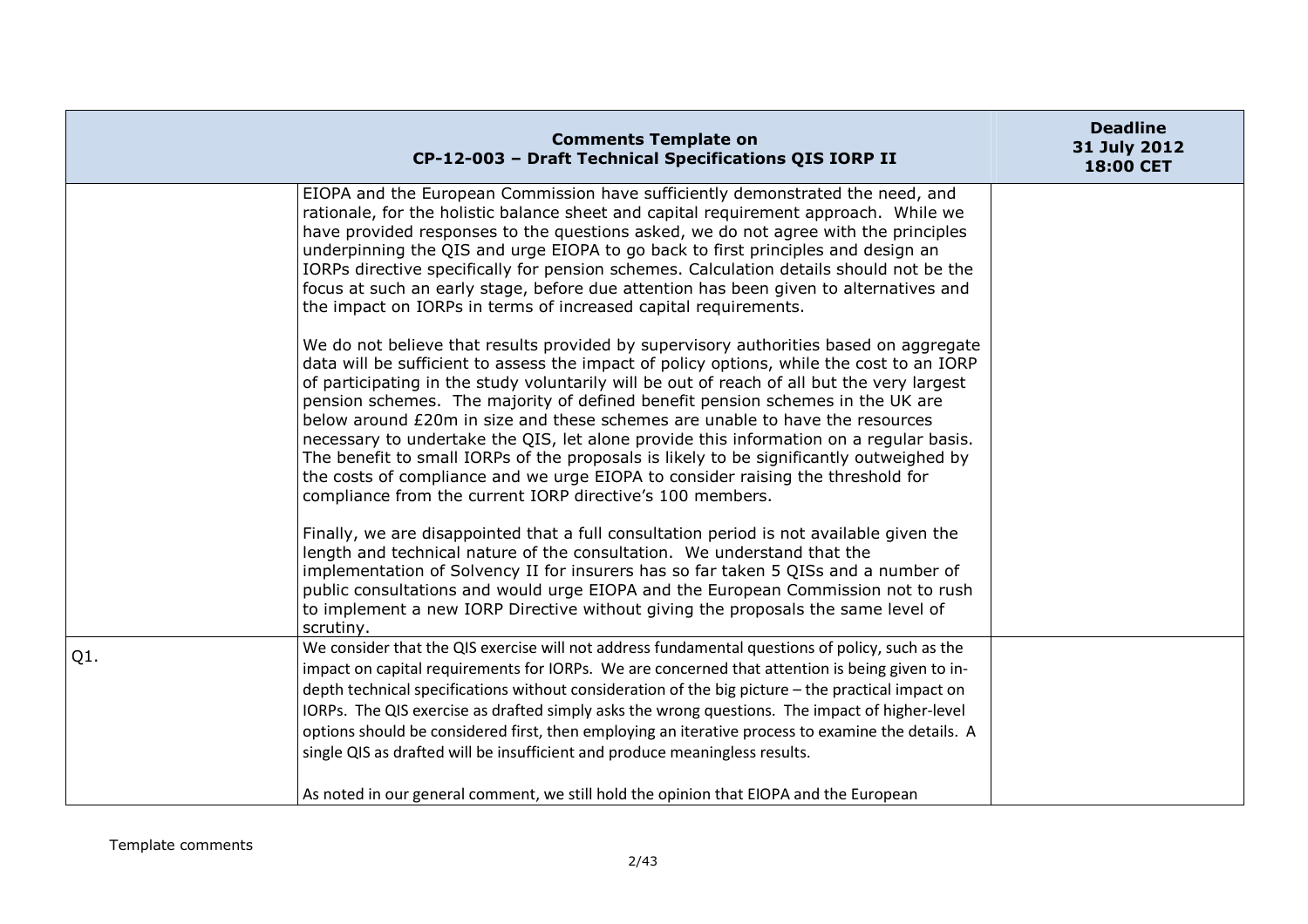| Comments Template on CP-12-003 – Draft Technical Specifications QIS IORP II | | Deadline 31 July 2012 18:00 CET |
|---|---|---|
| | EIOPA and the European Commission have sufficiently demonstrated the need, and rationale, for the holistic balance sheet and capital requirement approach. While we have provided responses to the questions asked, we do not agree with the principles underpinning the QIS and urge EIOPA to go back to first principles and design an IORPs directive specifically for pension schemes. Calculation details should not be the focus at such an early stage, before due attention has been given to alternatives and the impact on IORPs in terms of increased capital requirements.<br><br>We do not believe that results provided by supervisory authorities based on aggregate data will be sufficient to assess the impact of policy options, while the cost to an IORP of participating in the study voluntarily will be out of reach of all but the very largest pension schemes. The majority of defined benefit pension schemes in the UK are below around £20m in size and these schemes are unable to have the resources necessary to undertake the QIS, let alone provide this information on a regular basis. The benefit to small IORPs of the proposals is likely to be significantly outweighed by the costs of compliance and we urge EIOPA to consider raising the threshold for compliance from the current IORP directive's 100 members.<br><br>Finally, we are disappointed that a full consultation period is not available given the length and technical nature of the consultation. We understand that the implementation of Solvency II for insurers has so far taken 5 QISs and a number of public consultations and would urge EIOPA and the European Commission not to rush to implement a new IORP Directive without giving the proposals the same level of scrutiny. | |
| Q1. | We consider that the QIS exercise will not address fundamental questions of policy, such as the impact on capital requirements for IORPs. We are concerned that attention is being given to in-depth technical specifications without consideration of the big picture – the practical impact on IORPs. The QIS exercise as drafted simply asks the wrong questions. The impact of higher-level options should be considered first, then employing an iterative process to examine the details. A single QIS as drafted will be insufficient and produce meaningless results.<br><br>As noted in our general comment, we still hold the opinion that EIOPA and the European | |

Template comments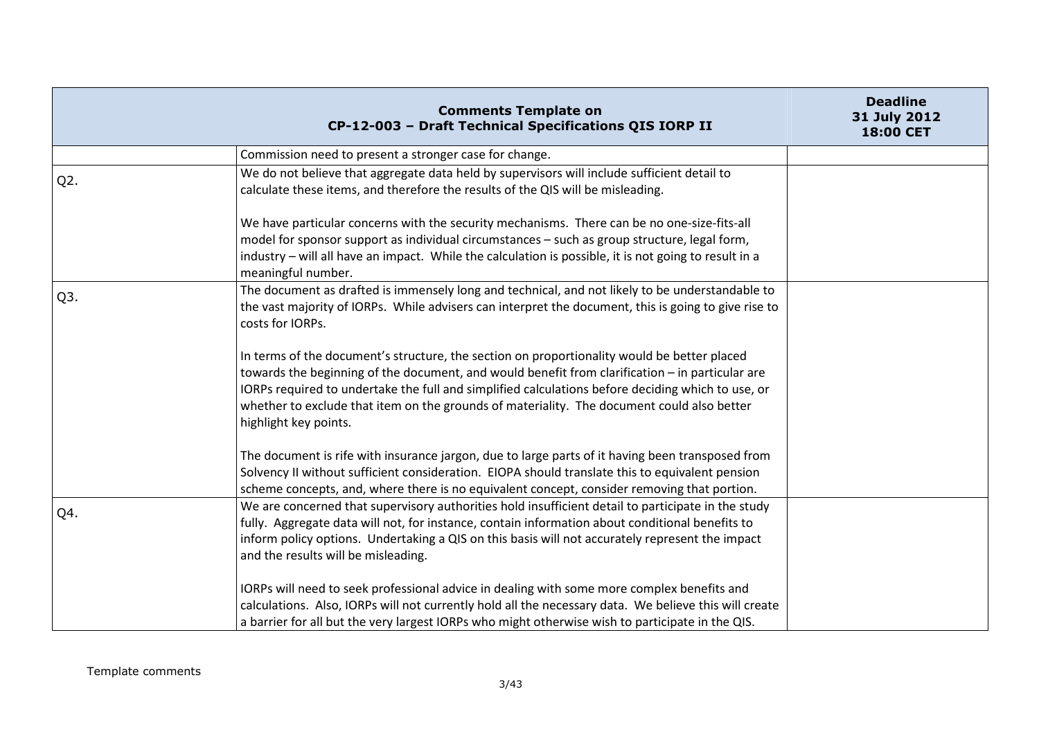| Comments Template on CP-12-003 – Draft Technical Specifications QIS IORP II | | Deadline 31 July 2012 18:00 CET |
|---|---|---|
| | Commission need to present a stronger case for change. | |
| Q2. | We do not believe that aggregate data held by supervisors will include sufficient detail to calculate these items, and therefore the results of the QIS will be misleading.<br><br>We have particular concerns with the security mechanisms. There can be no one-size-fits-all model for sponsor support as individual circumstances – such as group structure, legal form, industry – will all have an impact. While the calculation is possible, it is not going to result in a meaningful number. | |
| Q3. | The document as drafted is immensely long and technical, and not likely to be understandable to the vast majority of IORPs. While advisers can interpret the document, this is going to give rise to costs for IORPs.<br><br>In terms of the document's structure, the section on proportionality would be better placed towards the beginning of the document, and would benefit from clarification – in particular are IORPs required to undertake the full and simplified calculations before deciding which to use, or whether to exclude that item on the grounds of materiality. The document could also better highlight key points.<br><br>The document is rife with insurance jargon, due to large parts of it having been transposed from Solvency II without sufficient consideration. EIOPA should translate this to equivalent pension scheme concepts, and, where there is no equivalent concept, consider removing that portion. | |
| Q4. | We are concerned that supervisory authorities hold insufficient detail to participate in the study fully. Aggregate data will not, for instance, contain information about conditional benefits to inform policy options. Undertaking a QIS on this basis will not accurately represent the impact and the results will be misleading.<br><br>IORPs will need to seek professional advice in dealing with some more complex benefits and calculations. Also, IORPs will not currently hold all the necessary data. We believe this will create a barrier for all but the very largest IORPs who might otherwise wish to participate in the QIS. | |

Template comments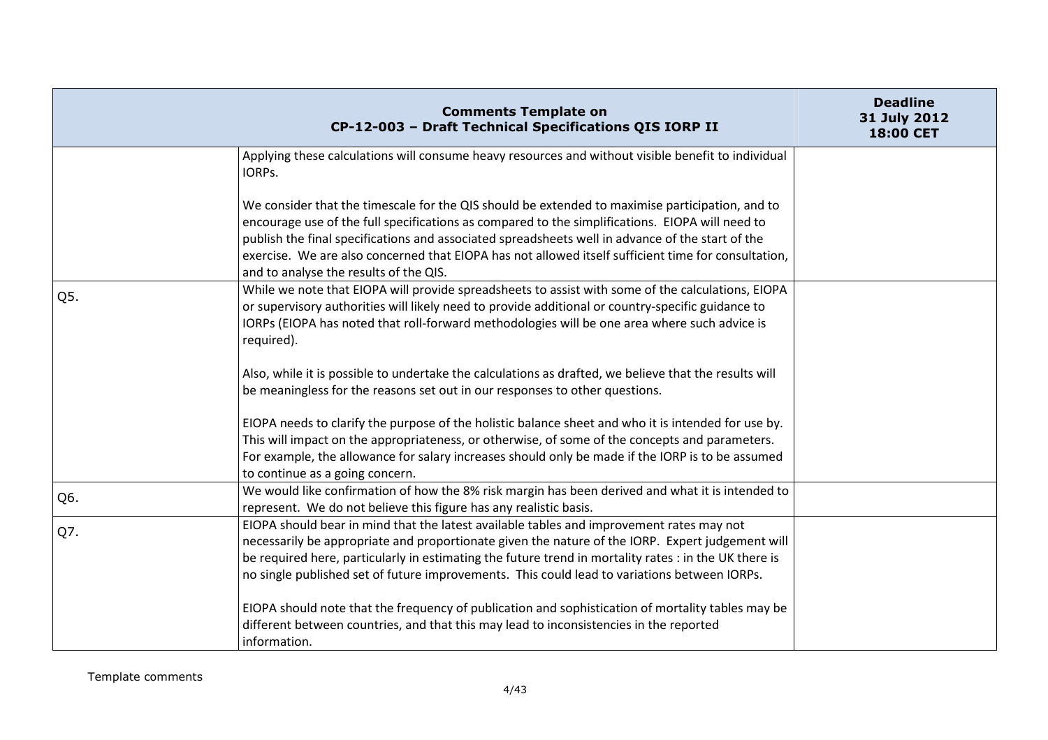| Comments Template on CP-12-003 – Draft Technical Specifications QIS IORP II | | Deadline 31 July 2012 18:00 CET |
|---|---|---|
| | Applying these calculations will consume heavy resources and without visible benefit to individual IORPs.<br><br>We consider that the timescale for the QIS should be extended to maximise participation, and to encourage use of the full specifications as compared to the simplifications. EIOPA will need to publish the final specifications and associated spreadsheets well in advance of the start of the exercise. We are also concerned that EIOPA has not allowed itself sufficient time for consultation, and to analyse the results of the QIS. | |
| Q5. | While we note that EIOPA will provide spreadsheets to assist with some of the calculations, EIOPA or supervisory authorities will likely need to provide additional or country-specific guidance to IORPs (EIOPA has noted that roll-forward methodologies will be one area where such advice is required).<br><br>Also, while it is possible to undertake the calculations as drafted, we believe that the results will be meaningless for the reasons set out in our responses to other questions.<br><br>EIOPA needs to clarify the purpose of the holistic balance sheet and who it is intended for use by. This will impact on the appropriateness, or otherwise, of some of the concepts and parameters. For example, the allowance for salary increases should only be made if the IORP is to be assumed to continue as a going concern. | |
| Q6. | We would like confirmation of how the 8% risk margin has been derived and what it is intended to represent. We do not believe this figure has any realistic basis. | |
| Q7. | EIOPA should bear in mind that the latest available tables and improvement rates may not necessarily be appropriate and proportionate given the nature of the IORP. Expert judgement will be required here, particularly in estimating the future trend in mortality rates : in the UK there is no single published set of future improvements. This could lead to variations between IORPs.<br><br>EIOPA should note that the frequency of publication and sophistication of mortality tables may be different between countries, and that this may lead to inconsistencies in the reported information. | |

Template comments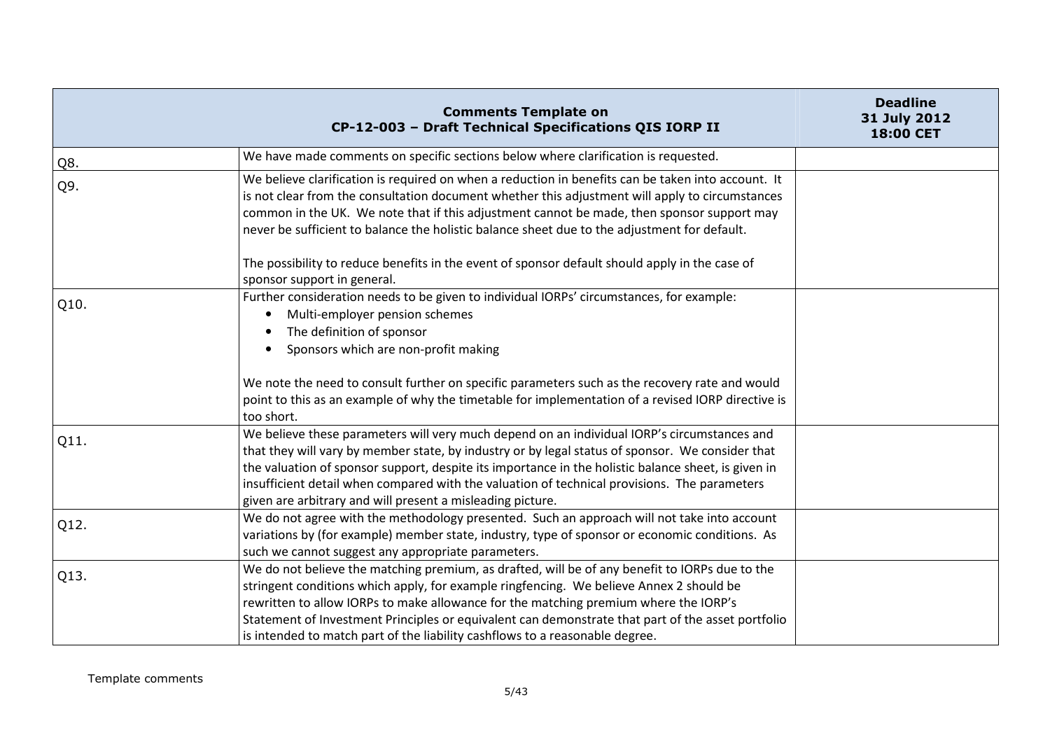| | Comments Template on CP-12-003 – Draft Technical Specifications QIS IORP II | Deadline 31 July 2012 18:00 CET |
|---|---|---|
| Q8. | We have made comments on specific sections below where clarification is requested. | |
| Q9. | We believe clarification is required on when a reduction in benefits can be taken into account. It is not clear from the consultation document whether this adjustment will apply to circumstances common in the UK. We note that if this adjustment cannot be made, then sponsor support may never be sufficient to balance the holistic balance sheet due to the adjustment for default.<br><br>The possibility to reduce benefits in the event of sponsor default should apply in the case of sponsor support in general. | |
| Q10. | Further consideration needs to be given to individual IORPs' circumstances, for example:<br>• Multi-employer pension schemes<br>• The definition of sponsor<br>• Sponsors which are non-profit making<br><br>We note the need to consult further on specific parameters such as the recovery rate and would point to this as an example of why the timetable for implementation of a revised IORP directive is too short. | |
| Q11. | We believe these parameters will very much depend on an individual IORP's circumstances and that they will vary by member state, by industry or by legal status of sponsor. We consider that the valuation of sponsor support, despite its importance in the holistic balance sheet, is given in insufficient detail when compared with the valuation of technical provisions. The parameters given are arbitrary and will present a misleading picture. | |
| Q12. | We do not agree with the methodology presented. Such an approach will not take into account variations by (for example) member state, industry, type of sponsor or economic conditions. As such we cannot suggest any appropriate parameters. | |
| Q13. | We do not believe the matching premium, as drafted, will be of any benefit to IORPs due to the stringent conditions which apply, for example ringfencing. We believe Annex 2 should be rewritten to allow IORPs to make allowance for the matching premium where the IORP's Statement of Investment Principles or equivalent can demonstrate that part of the asset portfolio is intended to match part of the liability cashflows to a reasonable degree. | |

Template comments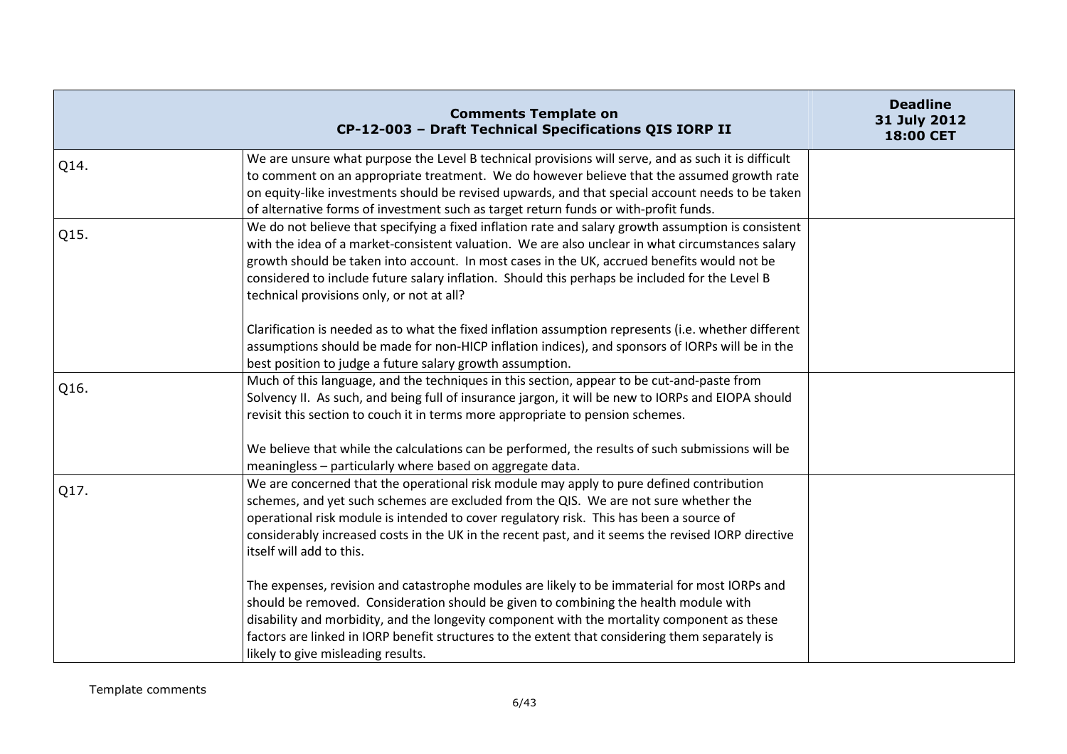| Comments Template on CP-12-003 – Draft Technical Specifications QIS IORP II | | Deadline 31 July 2012 18:00 CET |
|---|---|---|
| Q14. | We are unsure what purpose the Level B technical provisions will serve, and as such it is difficult to comment on an appropriate treatment. We do however believe that the assumed growth rate on equity-like investments should be revised upwards, and that special account needs to be taken of alternative forms of investment such as target return funds or with-profit funds. | |
| Q15. | We do not believe that specifying a fixed inflation rate and salary growth assumption is consistent with the idea of a market-consistent valuation. We are also unclear in what circumstances salary growth should be taken into account. In most cases in the UK, accrued benefits would not be considered to include future salary inflation. Should this perhaps be included for the Level B technical provisions only, or not at all?<br><br>Clarification is needed as to what the fixed inflation assumption represents (i.e. whether different assumptions should be made for non-HICP inflation indices), and sponsors of IORPs will be in the best position to judge a future salary growth assumption. | |
| Q16. | Much of this language, and the techniques in this section, appear to be cut-and-paste from Solvency II. As such, and being full of insurance jargon, it will be new to IORPs and EIOPA should revisit this section to couch it in terms more appropriate to pension schemes.<br><br>We believe that while the calculations can be performed, the results of such submissions will be meaningless – particularly where based on aggregate data. | |
| Q17. | We are concerned that the operational risk module may apply to pure defined contribution schemes, and yet such schemes are excluded from the QIS. We are not sure whether the operational risk module is intended to cover regulatory risk. This has been a source of considerably increased costs in the UK in the recent past, and it seems the revised IORP directive itself will add to this.<br><br>The expenses, revision and catastrophe modules are likely to be immaterial for most IORPs and should be removed. Consideration should be given to combining the health module with disability and morbidity, and the longevity component with the mortality component as these factors are linked in IORP benefit structures to the extent that considering them separately is likely to give misleading results. | |

Template comments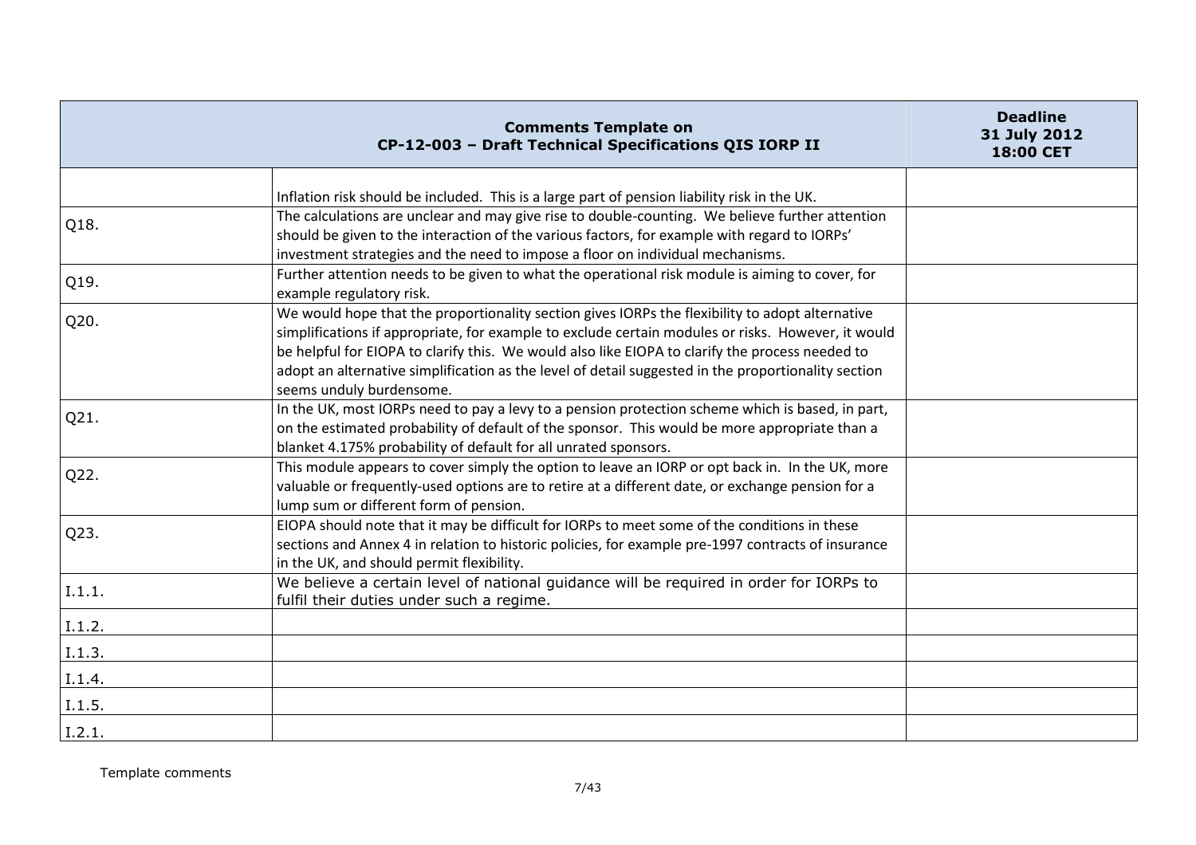| Comments Template on CP-12-003 – Draft Technical Specifications QIS IORP II | | Deadline 31 July 2012 18:00 CET |
|---|---|---|
| | Inflation risk should be included. This is a large part of pension liability risk in the UK. | |
| Q18. | The calculations are unclear and may give rise to double-counting. We believe further attention should be given to the interaction of the various factors, for example with regard to IORPs' investment strategies and the need to impose a floor on individual mechanisms. | |
| Q19. | Further attention needs to be given to what the operational risk module is aiming to cover, for example regulatory risk. | |
| Q20. | We would hope that the proportionality section gives IORPs the flexibility to adopt alternative simplifications if appropriate, for example to exclude certain modules or risks. However, it would be helpful for EIOPA to clarify this. We would also like EIOPA to clarify the process needed to adopt an alternative simplification as the level of detail suggested in the proportionality section seems unduly burdensome. | |
| Q21. | In the UK, most IORPs need to pay a levy to a pension protection scheme which is based, in part, on the estimated probability of default of the sponsor. This would be more appropriate than a blanket 4.175% probability of default for all unrated sponsors. | |
| Q22. | This module appears to cover simply the option to leave an IORP or opt back in. In the UK, more valuable or frequently-used options are to retire at a different date, or exchange pension for a lump sum or different form of pension. | |
| Q23. | EIOPA should note that it may be difficult for IORPs to meet some of the conditions in these sections and Annex 4 in relation to historic policies, for example pre-1997 contracts of insurance in the UK, and should permit flexibility. | |
| I.1.1. | We believe a certain level of national guidance will be required in order for IORPs to fulfil their duties under such a regime. | |
| I.1.2. | | |
| I.1.3. | | |
| I.1.4. | | |
| I.1.5. | | |
| I.2.1. | | |

Template comments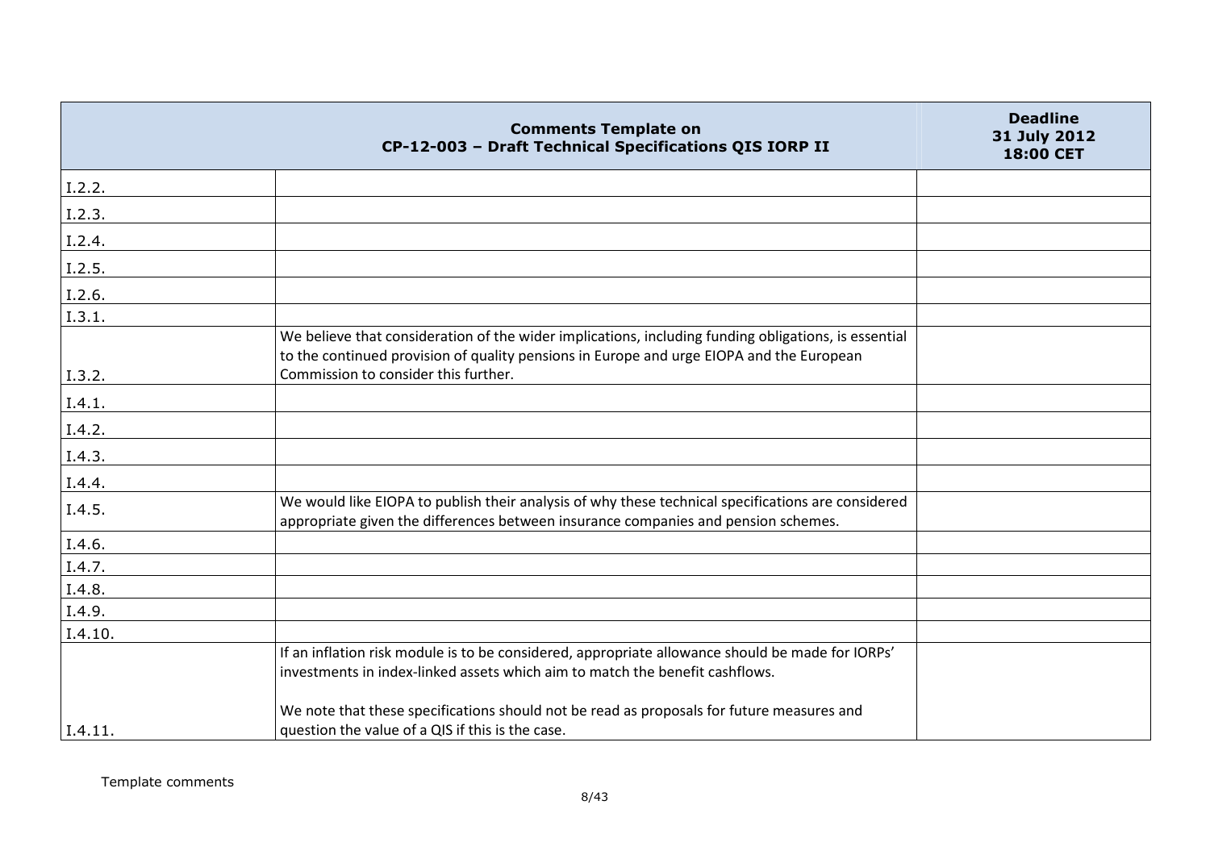| Comments Template on CP-12-003 – Draft Technical Specifications QIS IORP II | | Deadline 31 July 2012 18:00 CET |
|---|---|---|
| I.2.2. | | |
| I.2.3. | | |
| I.2.4. | | |
| I.2.5. | | |
| I.2.6. | | |
| I.3.1. | | |
| I.3.2. | We believe that consideration of the wider implications, including funding obligations, is essential to the continued provision of quality pensions in Europe and urge EIOPA and the European Commission to consider this further. | |
| I.4.1. | | |
| I.4.2. | | |
| I.4.3. | | |
| I.4.4. | | |
| I.4.5. | We would like EIOPA to publish their analysis of why these technical specifications are considered appropriate given the differences between insurance companies and pension schemes. | |
| I.4.6. | | |
| I.4.7. | | |
| I.4.8. | | |
| I.4.9. | | |
| I.4.10. | | |
| I.4.11. | If an inflation risk module is to be considered, appropriate allowance should be made for IORPs' investments in index-linked assets which aim to match the benefit cashflows.<br><br>We note that these specifications should not be read as proposals for future measures and question the value of a QIS if this is the case. | |

Template comments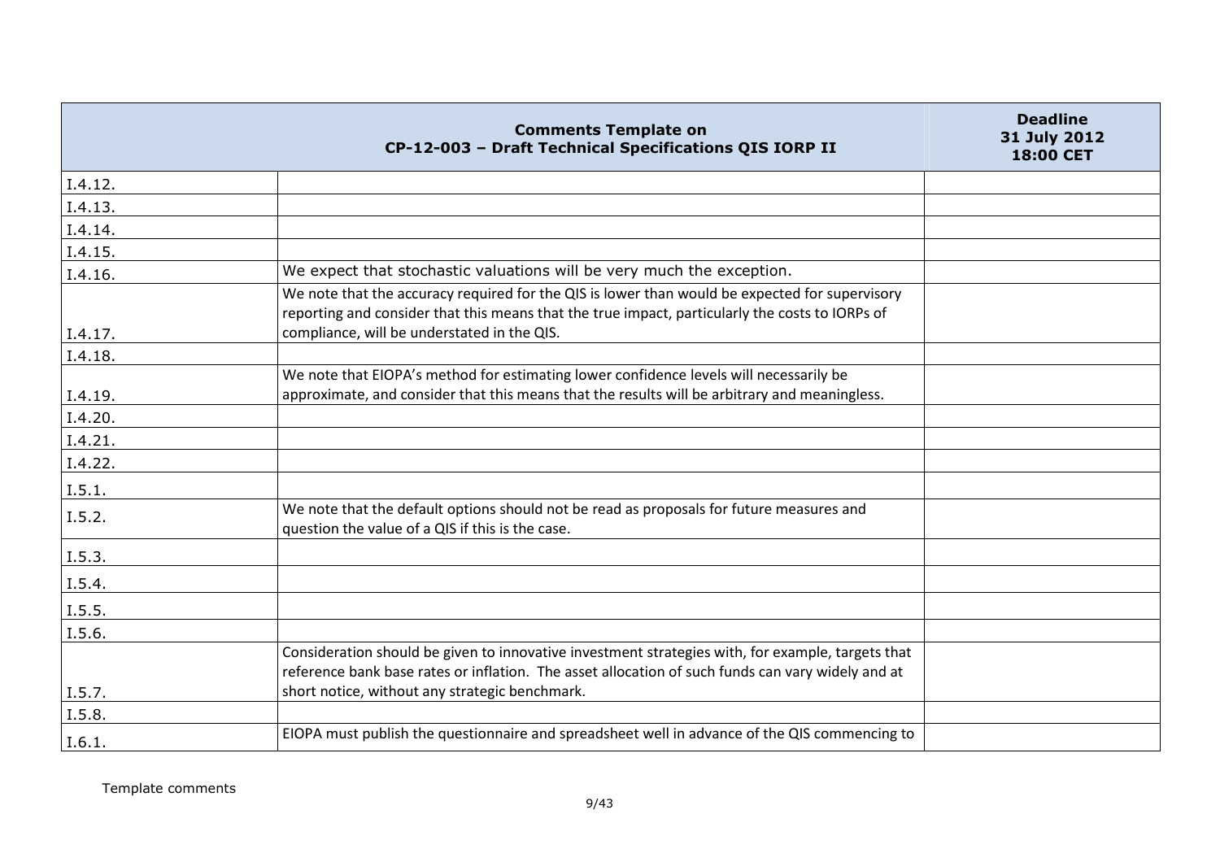| | Comments Template on CP-12-003 – Draft Technical Specifications QIS IORP II | Deadline 31 July 2012 18:00 CET |
|---|---|---|
| I.4.12. | | |
| I.4.13. | | |
| I.4.14. | | |
| I.4.15. | | |
| I.4.16. | We expect that stochastic valuations will be very much the exception. | |
| I.4.17. | We note that the accuracy required for the QIS is lower than would be expected for supervisory reporting and consider that this means that the true impact, particularly the costs to IORPs of compliance, will be understated in the QIS. | |
| I.4.18. | | |
| I.4.19. | We note that EIOPA's method for estimating lower confidence levels will necessarily be approximate, and consider that this means that the results will be arbitrary and meaningless. | |
| I.4.20. | | |
| I.4.21. | | |
| I.4.22. | | |
| I.5.1. | | |
| I.5.2. | We note that the default options should not be read as proposals for future measures and question the value of a QIS if this is the case. | |
| I.5.3. | | |
| I.5.4. | | |
| I.5.5. | | |
| I.5.6. | | |
| I.5.7. | Consideration should be given to innovative investment strategies with, for example, targets that reference bank base rates or inflation. The asset allocation of such funds can vary widely and at short notice, without any strategic benchmark. | |
| I.5.8. | | |
| I.6.1. | EIOPA must publish the questionnaire and spreadsheet well in advance of the QIS commencing to | |

Template comments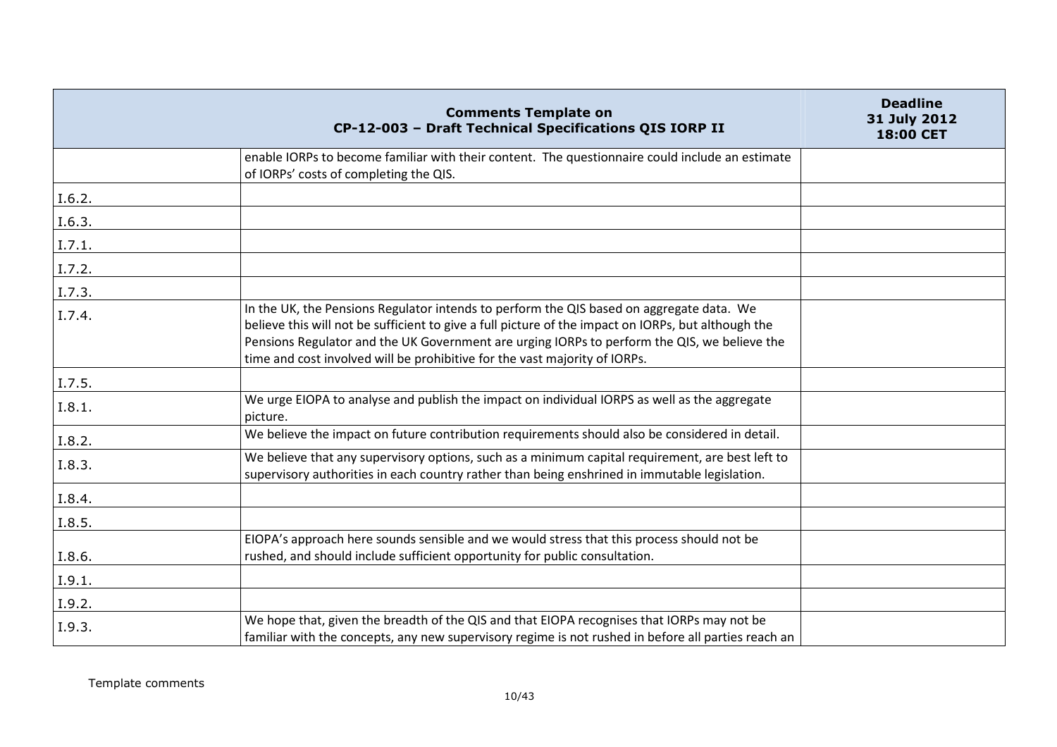| Comments Template on CP-12-003 – Draft Technical Specifications QIS IORP II | | Deadline 31 July 2012 18:00 CET |
|---|---|---|
| | enable IORPs to become familiar with their content. The questionnaire could include an estimate of IORPs' costs of completing the QIS. | |
| I.6.2. | | |
| I.6.3. | | |
| I.7.1. | | |
| I.7.2. | | |
| I.7.3. | | |
| I.7.4. | In the UK, the Pensions Regulator intends to perform the QIS based on aggregate data. We believe this will not be sufficient to give a full picture of the impact on IORPs, but although the Pensions Regulator and the UK Government are urging IORPs to perform the QIS, we believe the time and cost involved will be prohibitive for the vast majority of IORPs. | |
| I.7.5. | | |
| I.8.1. | We urge EIOPA to analyse and publish the impact on individual IORPS as well as the aggregate picture. | |
| I.8.2. | We believe the impact on future contribution requirements should also be considered in detail. | |
| I.8.3. | We believe that any supervisory options, such as a minimum capital requirement, are best left to supervisory authorities in each country rather than being enshrined in immutable legislation. | |
| I.8.4. | | |
| I.8.5. | | |
| I.8.6. | EIOPA's approach here sounds sensible and we would stress that this process should not be rushed, and should include sufficient opportunity for public consultation. | |
| I.9.1. | | |
| I.9.2. | | |
| I.9.3. | We hope that, given the breadth of the QIS and that EIOPA recognises that IORPs may not be familiar with the concepts, any new supervisory regime is not rushed in before all parties reach an | |

Template comments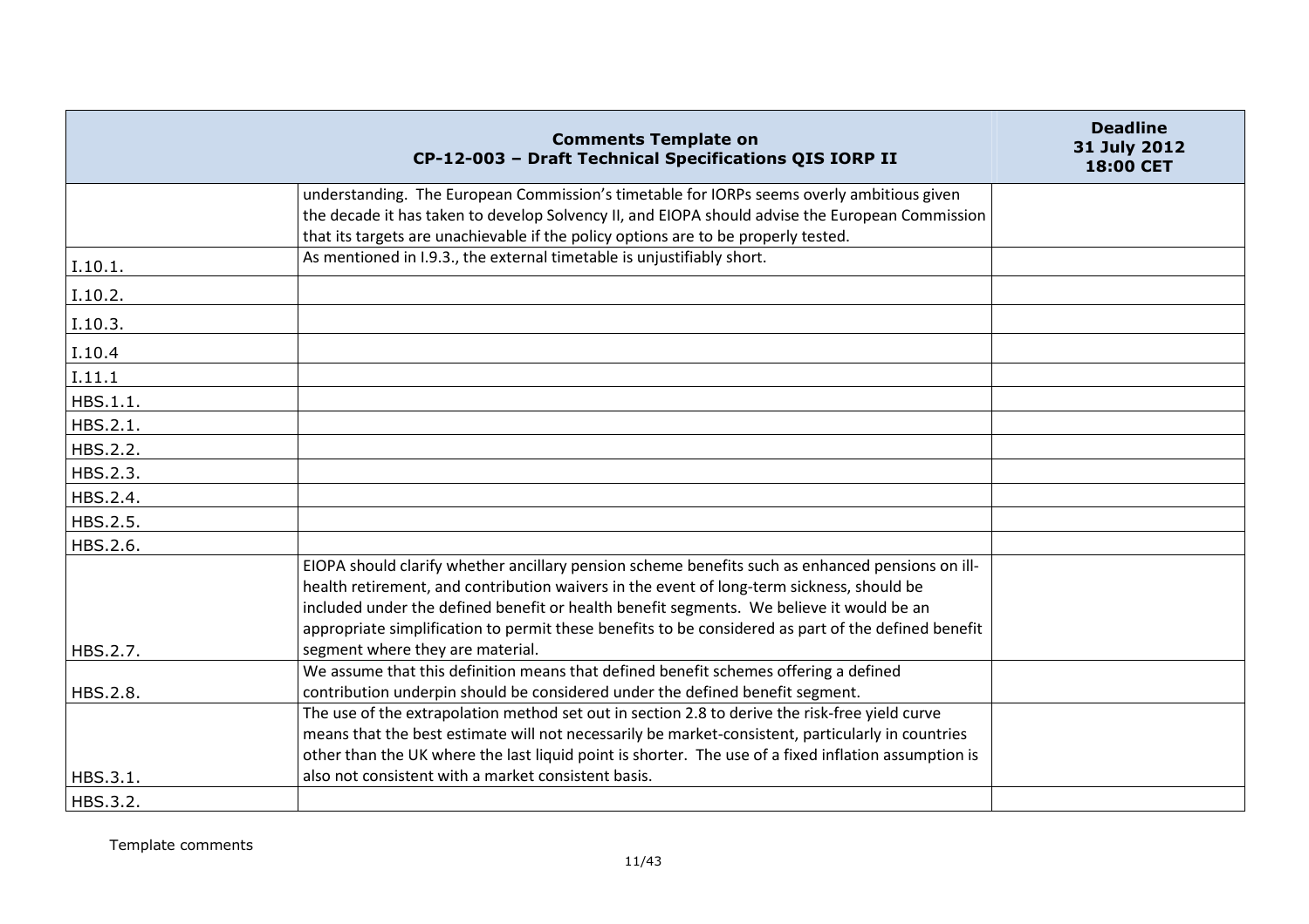| | Comments Template on CP-12-003 – Draft Technical Specifications QIS IORP II | Deadline 31 July 2012 18:00 CET |
|---|---|---|
| | understanding. The European Commission's timetable for IORPs seems overly ambitious given the decade it has taken to develop Solvency II, and EIOPA should advise the European Commission that its targets are unachievable if the policy options are to be properly tested. | |
| I.10.1. | As mentioned in I.9.3., the external timetable is unjustifiably short. | |
| I.10.2. | | |
| I.10.3. | | |
| I.10.4 | | |
| I.11.1 | | |
| HBS.1.1. | | |
| HBS.2.1. | | |
| HBS.2.2. | | |
| HBS.2.3. | | |
| HBS.2.4. | | |
| HBS.2.5. | | |
| HBS.2.6. | | |
| HBS.2.7. | EIOPA should clarify whether ancillary pension scheme benefits such as enhanced pensions on ill-health retirement, and contribution waivers in the event of long-term sickness, should be included under the defined benefit or health benefit segments. We believe it would be an appropriate simplification to permit these benefits to be considered as part of the defined benefit segment where they are material. | |
| HBS.2.8. | We assume that this definition means that defined benefit schemes offering a defined contribution underpin should be considered under the defined benefit segment. | |
| HBS.3.1. | The use of the extrapolation method set out in section 2.8 to derive the risk-free yield curve means that the best estimate will not necessarily be market-consistent, particularly in countries other than the UK where the last liquid point is shorter. The use of a fixed inflation assumption is also not consistent with a market consistent basis. | |
| HBS.3.2. | | |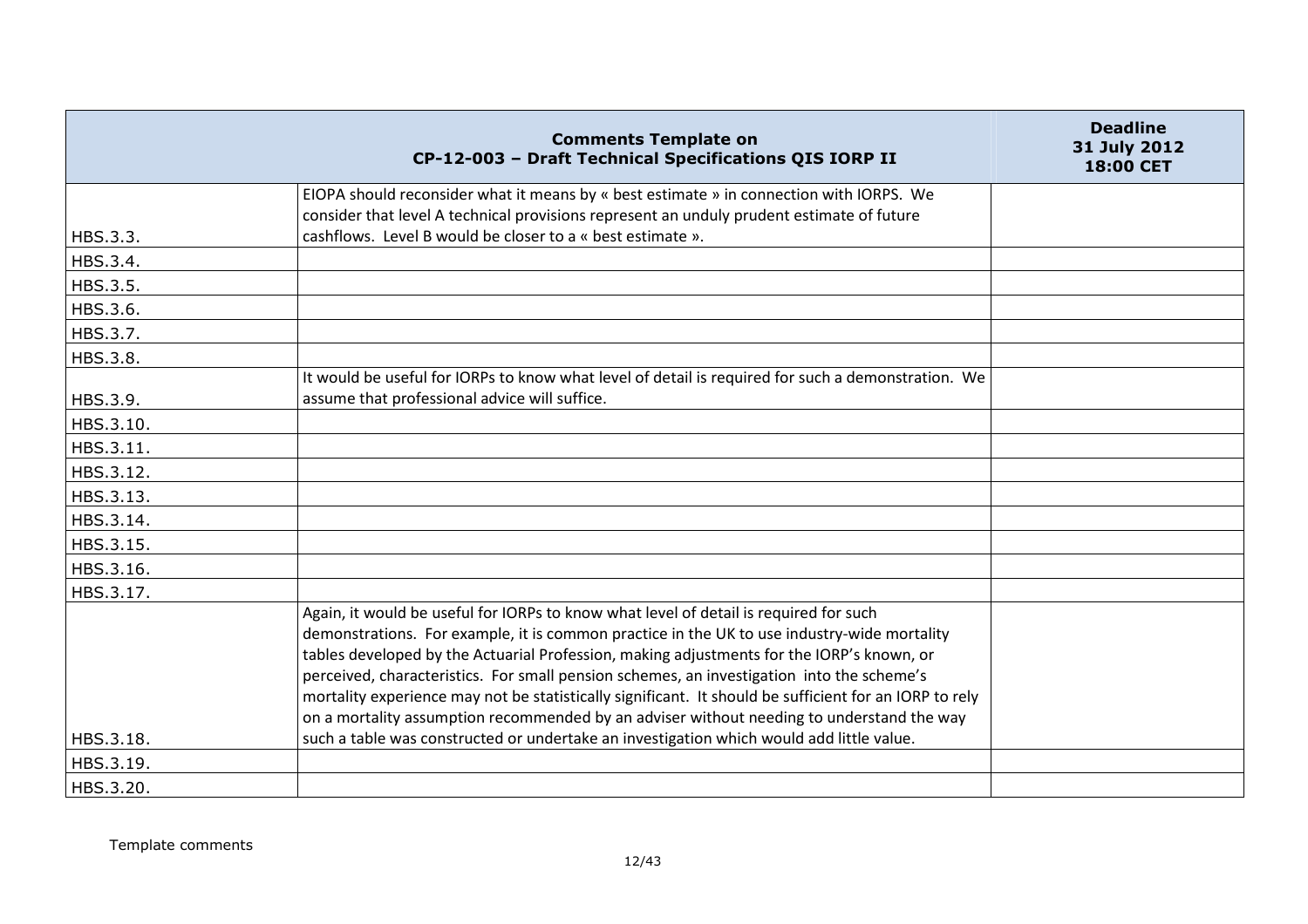| | Comments Template on CP-12-003 – Draft Technical Specifications QIS IORP II | Deadline 31 July 2012 18:00 CET |
|---|---|---|
| HBS.3.3. | EIOPA should reconsider what it means by « best estimate » in connection with IORPS. We consider that level A technical provisions represent an unduly prudent estimate of future cashflows. Level B would be closer to a « best estimate ». | |
| HBS.3.4. | | |
| HBS.3.5. | | |
| HBS.3.6. | | |
| HBS.3.7. | | |
| HBS.3.8. | | |
| HBS.3.9. | It would be useful for IORPs to know what level of detail is required for such a demonstration. We assume that professional advice will suffice. | |
| HBS.3.10. | | |
| HBS.3.11. | | |
| HBS.3.12. | | |
| HBS.3.13. | | |
| HBS.3.14. | | |
| HBS.3.15. | | |
| HBS.3.16. | | |
| HBS.3.17. | | |
| HBS.3.18. | Again, it would be useful for IORPs to know what level of detail is required for such demonstrations. For example, it is common practice in the UK to use industry-wide mortality tables developed by the Actuarial Profession, making adjustments for the IORP's known, or perceived, characteristics. For small pension schemes, an investigation into the scheme's mortality experience may not be statistically significant. It should be sufficient for an IORP to rely on a mortality assumption recommended by an adviser without needing to understand the way such a table was constructed or undertake an investigation which would add little value. | |
| HBS.3.19. | | |
| HBS.3.20. | | |

Template comments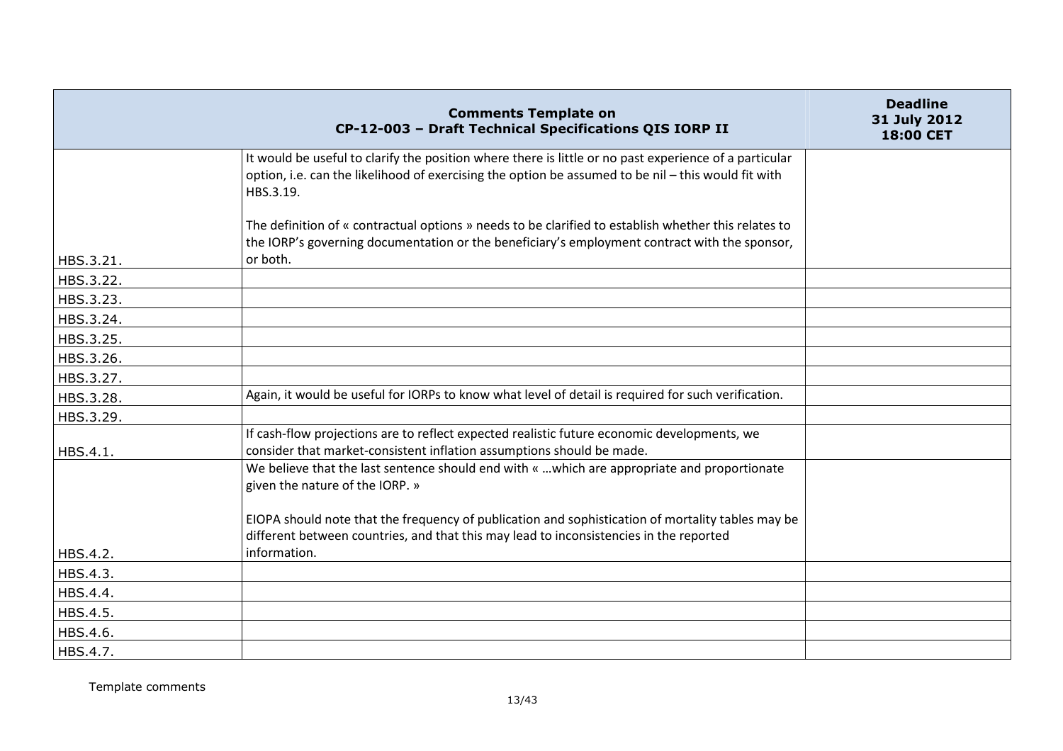| Comments Template on CP-12-003 – Draft Technical Specifications QIS IORP II | | Deadline 31 July 2012 18:00 CET |
|---|---|---|
| HBS.3.21. | It would be useful to clarify the position where there is little or no past experience of a particular option, i.e. can the likelihood of exercising the option be assumed to be nil – this would fit with HBS.3.19.<br><br>The definition of « contractual options » needs to be clarified to establish whether this relates to the IORP's governing documentation or the beneficiary's employment contract with the sponsor, or both. | |
| HBS.3.22. | | |
| HBS.3.23. | | |
| HBS.3.24. | | |
| HBS.3.25. | | |
| HBS.3.26. | | |
| HBS.3.27. | | |
| HBS.3.28. | Again, it would be useful for IORPs to know what level of detail is required for such verification. | |
| HBS.3.29. | | |
| HBS.4.1. | If cash-flow projections are to reflect expected realistic future economic developments, we consider that market-consistent inflation assumptions should be made. | |
| HBS.4.2. | We believe that the last sentence should end with « …which are appropriate and proportionate given the nature of the IORP. »<br><br>EIOPA should note that the frequency of publication and sophistication of mortality tables may be different between countries, and that this may lead to inconsistencies in the reported information. | |
| HBS.4.3. | | |
| HBS.4.4. | | |
| HBS.4.5. | | |
| HBS.4.6. | | |
| HBS.4.7. | | |

Template comments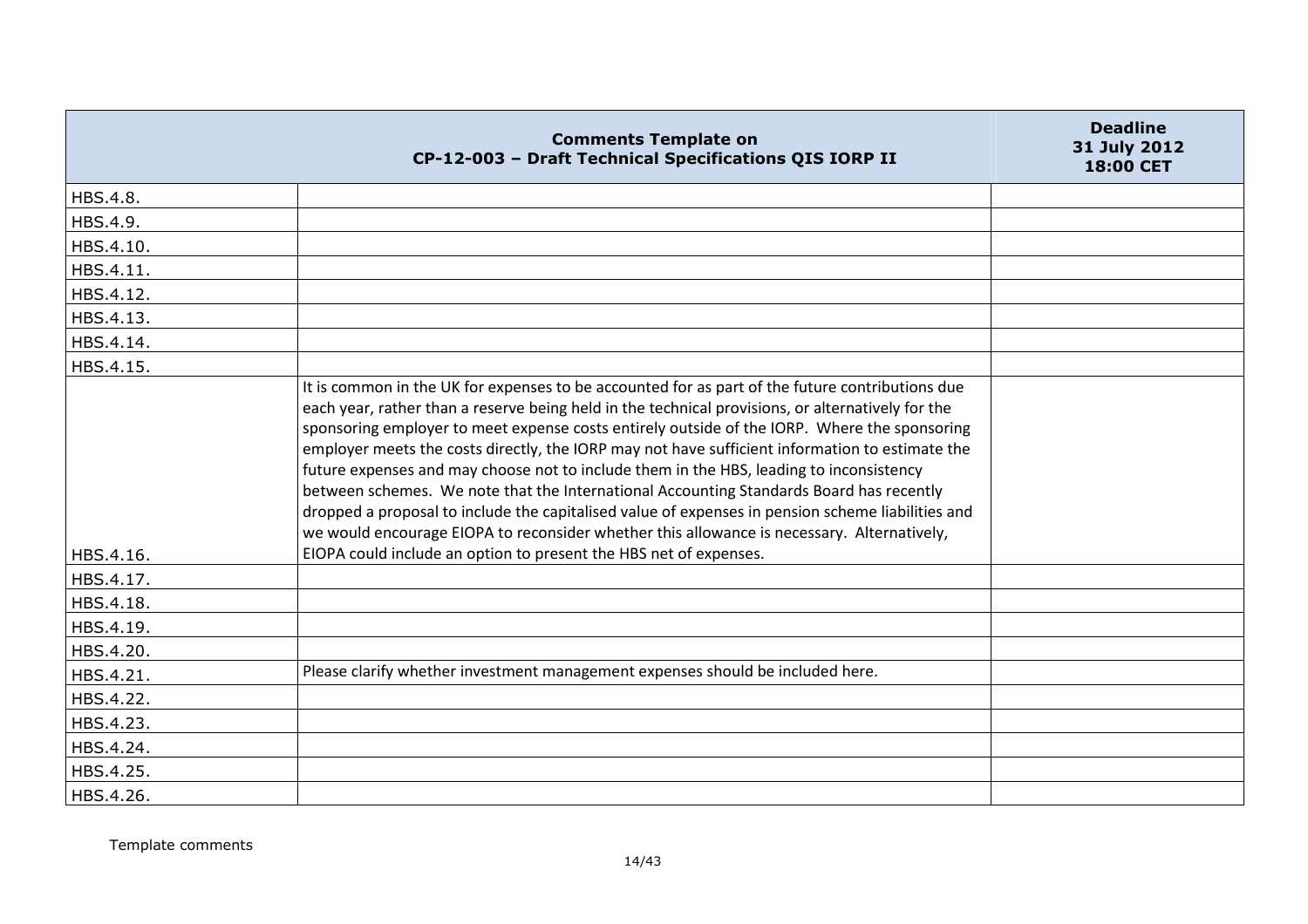| Comments Template on CP-12-003 – Draft Technical Specifications QIS IORP II | | Deadline 31 July 2012 18:00 CET |
|---|---|---|
| HBS.4.8. | | |
| HBS.4.9. | | |
| HBS.4.10. | | |
| HBS.4.11. | | |
| HBS.4.12. | | |
| HBS.4.13. | | |
| HBS.4.14. | | |
| HBS.4.15. | | |
| HBS.4.16. | It is common in the UK for expenses to be accounted for as part of the future contributions due each year, rather than a reserve being held in the technical provisions, or alternatively for the sponsoring employer to meet expense costs entirely outside of the IORP. Where the sponsoring employer meets the costs directly, the IORP may not have sufficient information to estimate the future expenses and may choose not to include them in the HBS, leading to inconsistency between schemes. We note that the International Accounting Standards Board has recently dropped a proposal to include the capitalised value of expenses in pension scheme liabilities and we would encourage EIOPA to reconsider whether this allowance is necessary. Alternatively, EIOPA could include an option to present the HBS net of expenses. | |
| HBS.4.17. | | |
| HBS.4.18. | | |
| HBS.4.19. | | |
| HBS.4.20. | | |
| HBS.4.21. | Please clarify whether investment management expenses should be included here. | |
| HBS.4.22. | | |
| HBS.4.23. | | |
| HBS.4.24. | | |
| HBS.4.25. | | |
| HBS.4.26. | | |

Template comments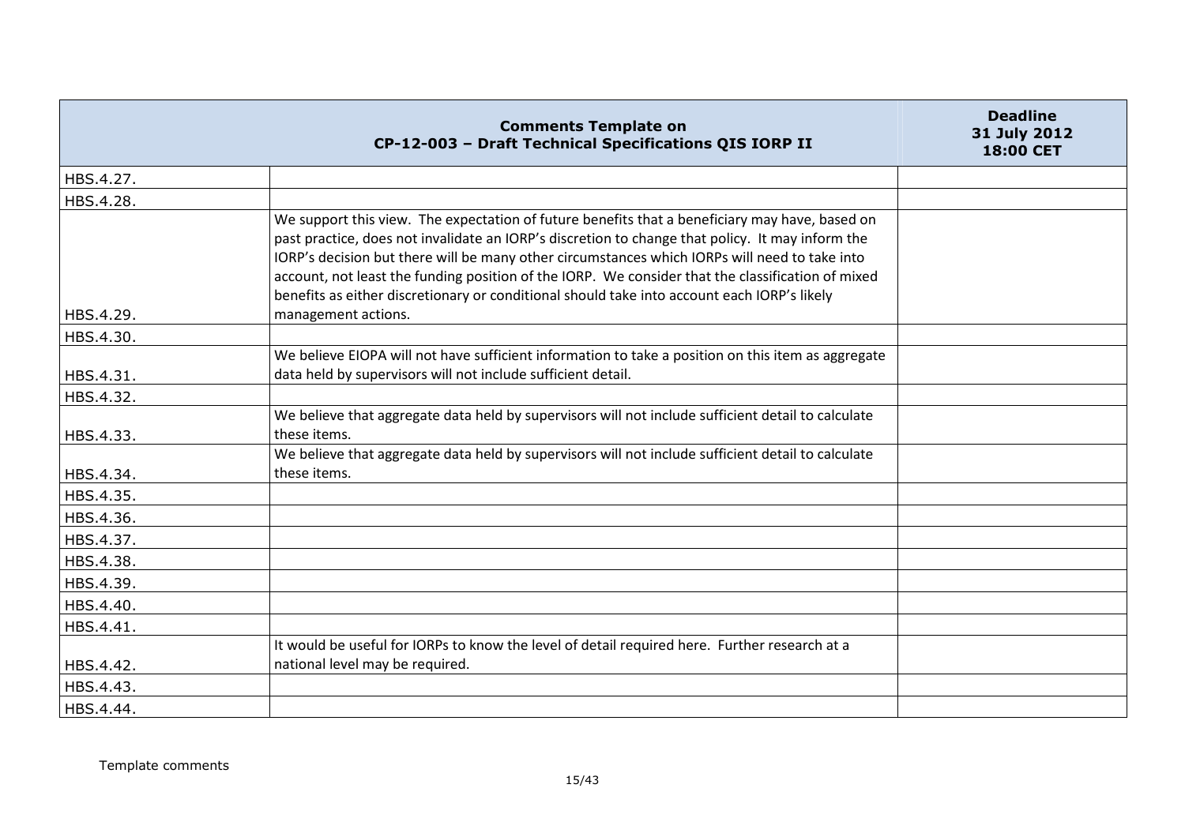| Comments Template on CP-12-003 – Draft Technical Specifications QIS IORP II | | Deadline 31 July 2012 18:00 CET |
|---|---|---|
| HBS.4.27. | | |
| HBS.4.28. | | |
| HBS.4.29. | We support this view. The expectation of future benefits that a beneficiary may have, based on past practice, does not invalidate an IORP's discretion to change that policy. It may inform the IORP's decision but there will be many other circumstances which IORPs will need to take into account, not least the funding position of the IORP. We consider that the classification of mixed benefits as either discretionary or conditional should take into account each IORP's likely management actions. | |
| HBS.4.30. | | |
| HBS.4.31. | We believe EIOPA will not have sufficient information to take a position on this item as aggregate data held by supervisors will not include sufficient detail. | |
| HBS.4.32. | | |
| HBS.4.33. | We believe that aggregate data held by supervisors will not include sufficient detail to calculate these items. | |
| HBS.4.34. | We believe that aggregate data held by supervisors will not include sufficient detail to calculate these items. | |
| HBS.4.35. | | |
| HBS.4.36. | | |
| HBS.4.37. | | |
| HBS.4.38. | | |
| HBS.4.39. | | |
| HBS.4.40. | | |
| HBS.4.41. | | |
| HBS.4.42. | It would be useful for IORPs to know the level of detail required here. Further research at a national level may be required. | |
| HBS.4.43. | | |
| HBS.4.44. | | |

Template comments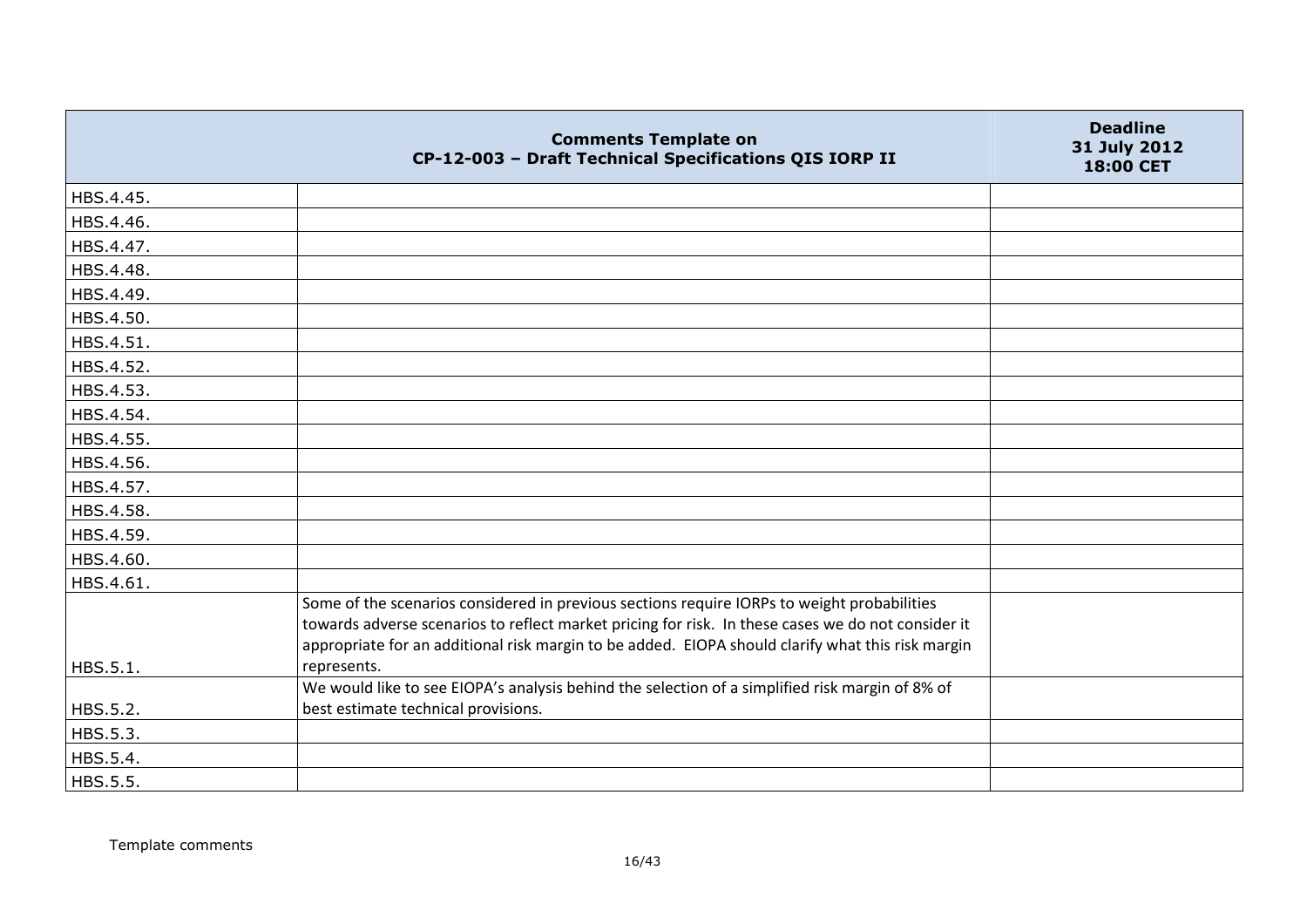| | Comments Template on CP-12-003 – Draft Technical Specifications QIS IORP II | Deadline 31 July 2012 18:00 CET |
|---|---|---|
| HBS.4.45. | | |
| HBS.4.46. | | |
| HBS.4.47. | | |
| HBS.4.48. | | |
| HBS.4.49. | | |
| HBS.4.50. | | |
| HBS.4.51. | | |
| HBS.4.52. | | |
| HBS.4.53. | | |
| HBS.4.54. | | |
| HBS.4.55. | | |
| HBS.4.56. | | |
| HBS.4.57. | | |
| HBS.4.58. | | |
| HBS.4.59. | | |
| HBS.4.60. | | |
| HBS.4.61. | | |
| HBS.5.1. | Some of the scenarios considered in previous sections require IORPs to weight probabilities towards adverse scenarios to reflect market pricing for risk. In these cases we do not consider it appropriate for an additional risk margin to be added. EIOPA should clarify what this risk margin represents. | |
| HBS.5.2. | We would like to see EIOPA's analysis behind the selection of a simplified risk margin of 8% of best estimate technical provisions. | |
| HBS.5.3. | | |
| HBS.5.4. | | |
| HBS.5.5. | | |

Template comments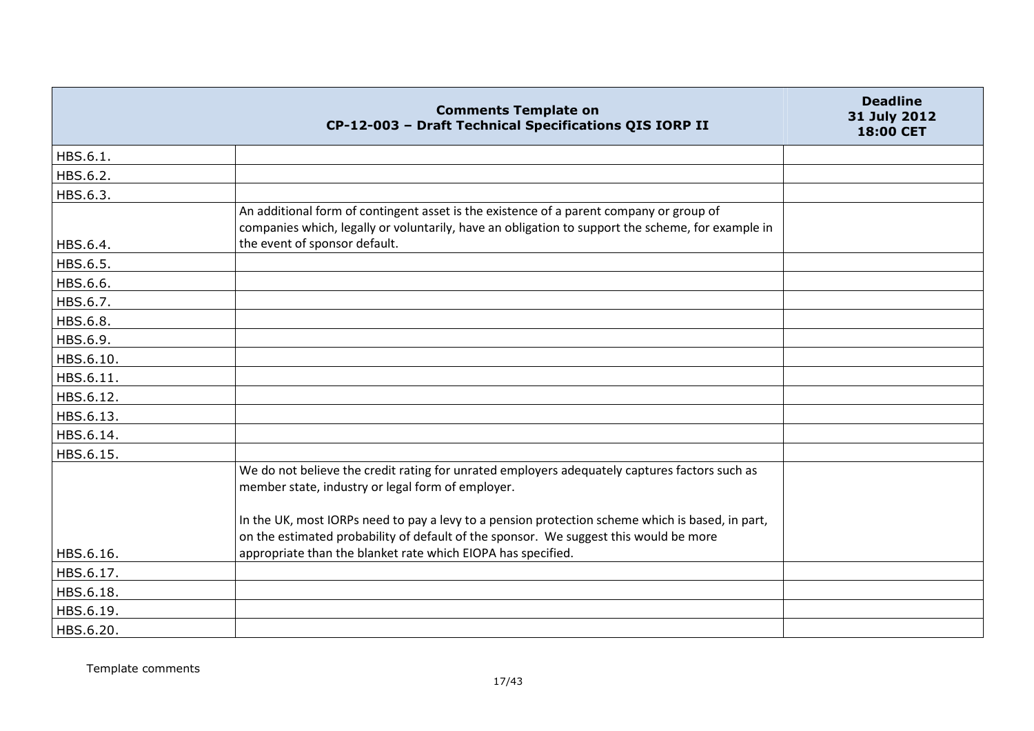| Comments Template on CP-12-003 – Draft Technical Specifications QIS IORP II | | Deadline 31 July 2012 18:00 CET |
|---|---|---|
| HBS.6.1. | | |
| HBS.6.2. | | |
| HBS.6.3. | | |
| HBS.6.4. | An additional form of contingent asset is the existence of a parent company or group of companies which, legally or voluntarily, have an obligation to support the scheme, for example in the event of sponsor default. | |
| HBS.6.5. | | |
| HBS.6.6. | | |
| HBS.6.7. | | |
| HBS.6.8. | | |
| HBS.6.9. | | |
| HBS.6.10. | | |
| HBS.6.11. | | |
| HBS.6.12. | | |
| HBS.6.13. | | |
| HBS.6.14. | | |
| HBS.6.15. | | |
| HBS.6.16. | We do not believe the credit rating for unrated employers adequately captures factors such as member state, industry or legal form of employer.<br><br>In the UK, most IORPs need to pay a levy to a pension protection scheme which is based, in part, on the estimated probability of default of the sponsor. We suggest this would be more appropriate than the blanket rate which EIOPA has specified. | |
| HBS.6.17. | | |
| HBS.6.18. | | |
| HBS.6.19. | | |
| HBS.6.20. | | |

Template comments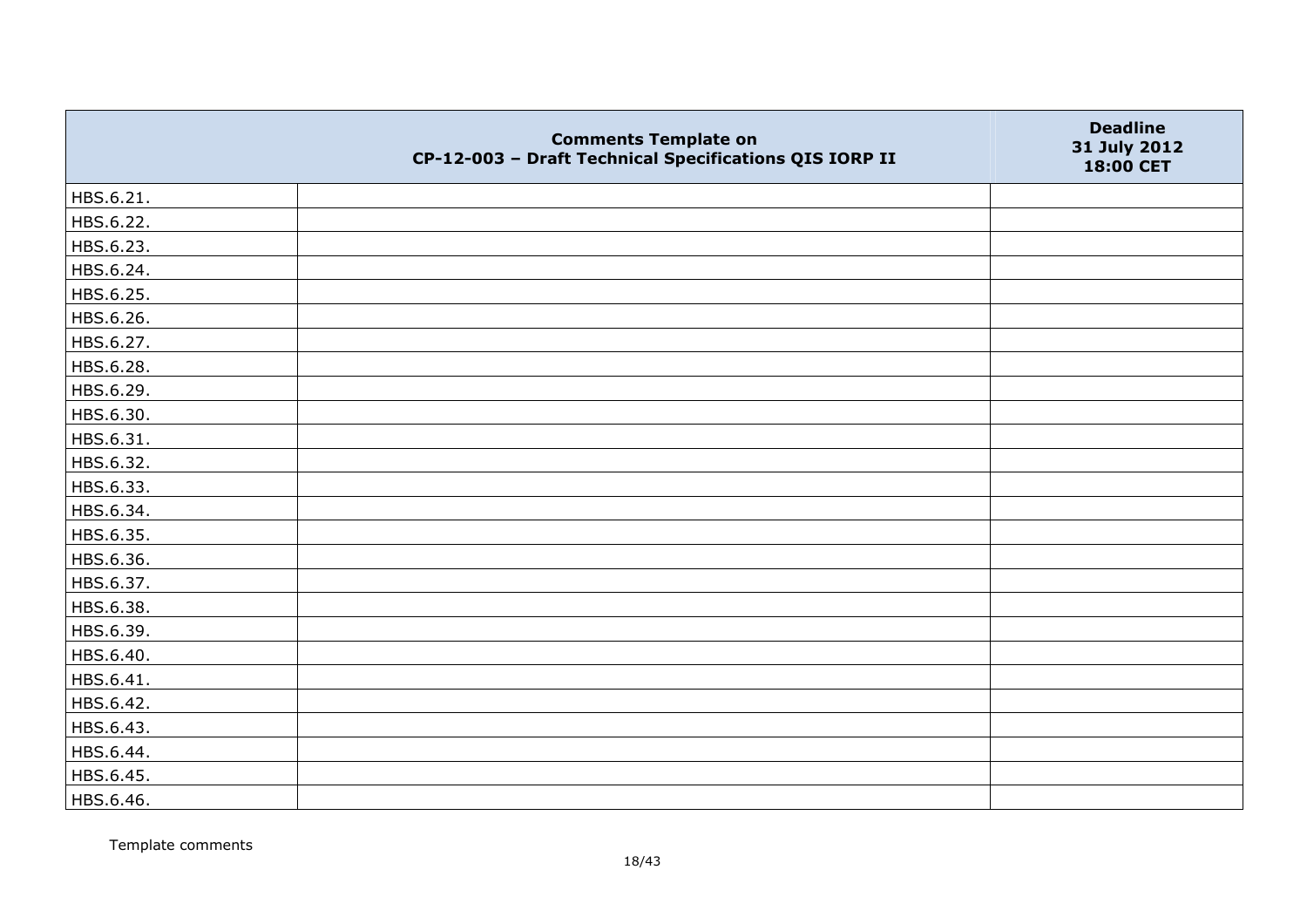| | Comments Template on CP-12-003 – Draft Technical Specifications QIS IORP II | Deadline 31 July 2012 18:00 CET |
|---|---|---|
| HBS.6.21. | | |
| HBS.6.22. | | |
| HBS.6.23. | | |
| HBS.6.24. | | |
| HBS.6.25. | | |
| HBS.6.26. | | |
| HBS.6.27. | | |
| HBS.6.28. | | |
| HBS.6.29. | | |
| HBS.6.30. | | |
| HBS.6.31. | | |
| HBS.6.32. | | |
| HBS.6.33. | | |
| HBS.6.34. | | |
| HBS.6.35. | | |
| HBS.6.36. | | |
| HBS.6.37. | | |
| HBS.6.38. | | |
| HBS.6.39. | | |
| HBS.6.40. | | |
| HBS.6.41. | | |
| HBS.6.42. | | |
| HBS.6.43. | | |
| HBS.6.44. | | |
| HBS.6.45. | | |
| HBS.6.46. | | |

Template comments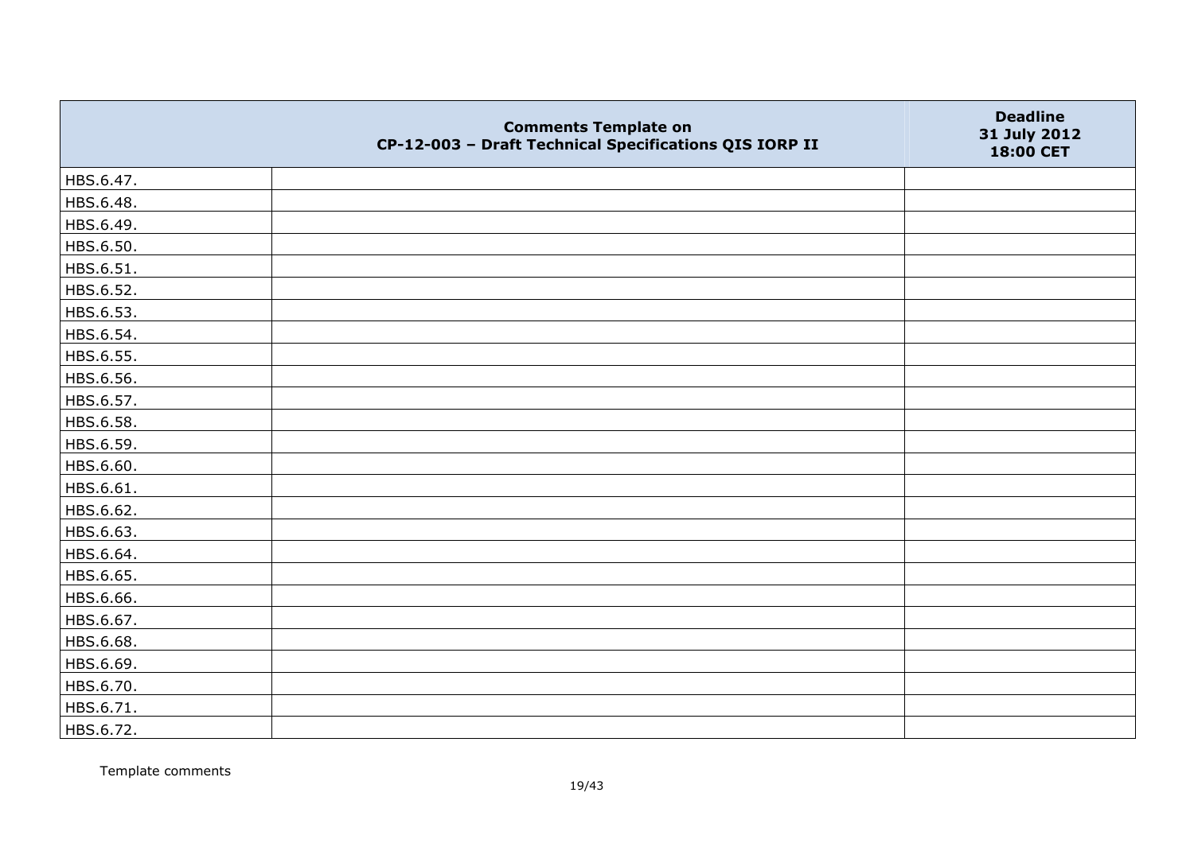| | Comments Template on CP-12-003 – Draft Technical Specifications QIS IORP II | Deadline 31 July 2012 18:00 CET |
|---|---|---|
| HBS.6.47. | | |
| HBS.6.48. | | |
| HBS.6.49. | | |
| HBS.6.50. | | |
| HBS.6.51. | | |
| HBS.6.52. | | |
| HBS.6.53. | | |
| HBS.6.54. | | |
| HBS.6.55. | | |
| HBS.6.56. | | |
| HBS.6.57. | | |
| HBS.6.58. | | |
| HBS.6.59. | | |
| HBS.6.60. | | |
| HBS.6.61. | | |
| HBS.6.62. | | |
| HBS.6.63. | | |
| HBS.6.64. | | |
| HBS.6.65. | | |
| HBS.6.66. | | |
| HBS.6.67. | | |
| HBS.6.68. | | |
| HBS.6.69. | | |
| HBS.6.70. | | |
| HBS.6.71. | | |
| HBS.6.72. | | |

Template comments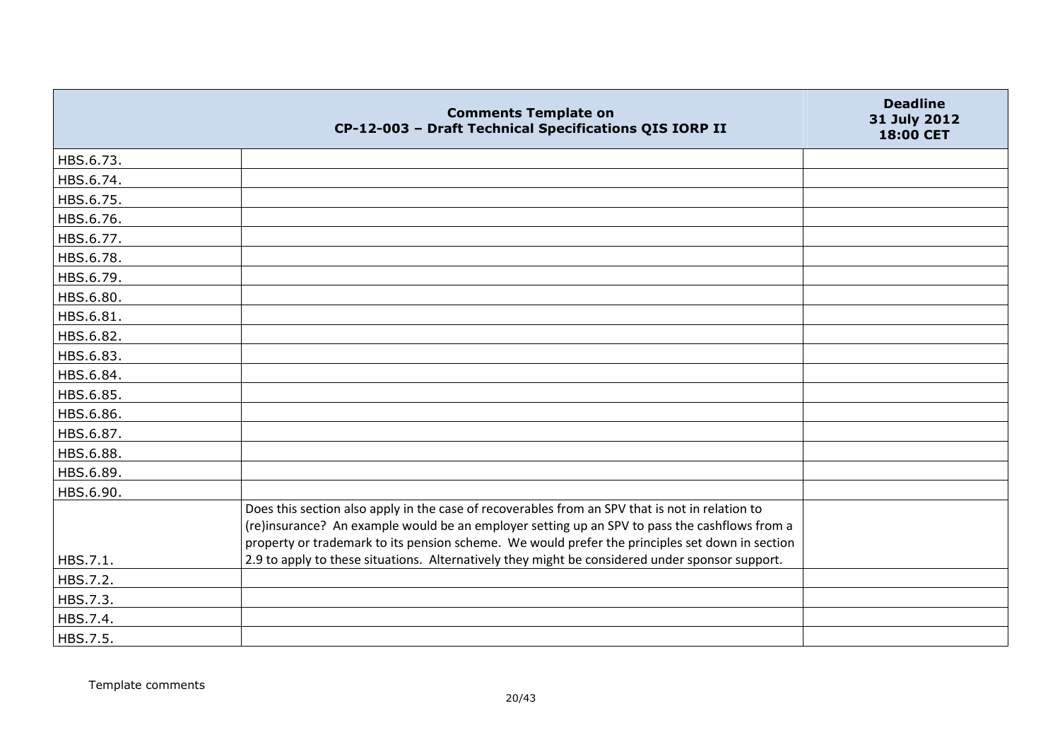| | Comments Template on CP-12-003 – Draft Technical Specifications QIS IORP II | Deadline 31 July 2012 18:00 CET |
|---|---|---|
| HBS.6.73. | | |
| HBS.6.74. | | |
| HBS.6.75. | | |
| HBS.6.76. | | |
| HBS.6.77. | | |
| HBS.6.78. | | |
| HBS.6.79. | | |
| HBS.6.80. | | |
| HBS.6.81. | | |
| HBS.6.82. | | |
| HBS.6.83. | | |
| HBS.6.84. | | |
| HBS.6.85. | | |
| HBS.6.86. | | |
| HBS.6.87. | | |
| HBS.6.88. | | |
| HBS.6.89. | | |
| HBS.6.90. | | |
| HBS.7.1. | Does this section also apply in the case of recoverables from an SPV that is not in relation to (re)insurance? An example would be an employer setting up an SPV to pass the cashflows from a property or trademark to its pension scheme. We would prefer the principles set down in section 2.9 to apply to these situations. Alternatively they might be considered under sponsor support. | |
| HBS.7.2. | | |
| HBS.7.3. | | |
| HBS.7.4. | | |
| HBS.7.5. | | |

Template comments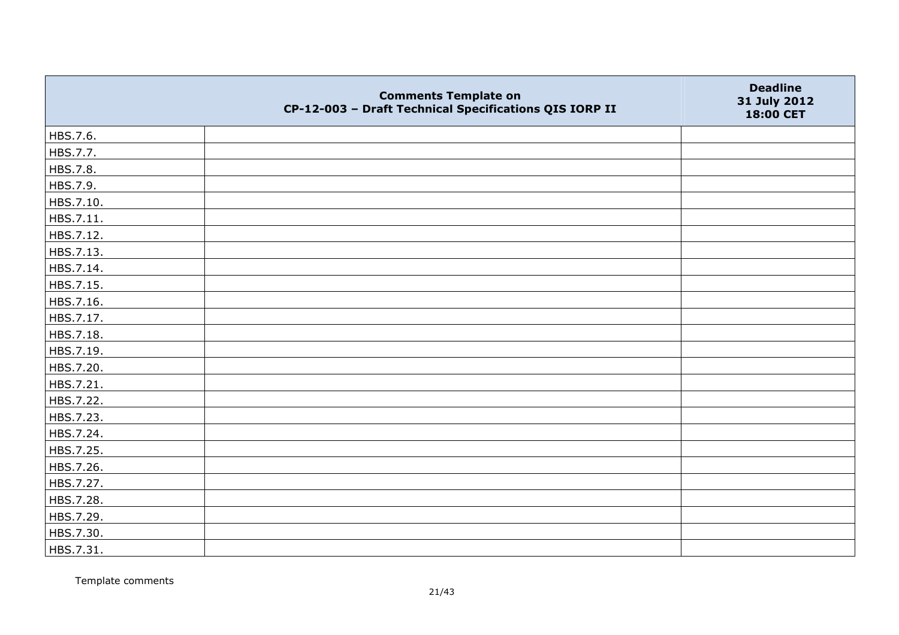|  | Comments Template on<br>CP-12-003 – Draft Technical Specifications QIS IORP II | Deadline<br>31 July 2012<br>18:00 CET |
|---|---|---|
| HBS.7.6. |  |  |
| HBS.7.7. |  |  |
| HBS.7.8. |  |  |
| HBS.7.9. |  |  |
| HBS.7.10. |  |  |
| HBS.7.11. |  |  |
| HBS.7.12. |  |  |
| HBS.7.13. |  |  |
| HBS.7.14. |  |  |
| HBS.7.15. |  |  |
| HBS.7.16. |  |  |
| HBS.7.17. |  |  |
| HBS.7.18. |  |  |
| HBS.7.19. |  |  |
| HBS.7.20. |  |  |
| HBS.7.21. |  |  |
| HBS.7.22. |  |  |
| HBS.7.23. |  |  |
| HBS.7.24. |  |  |
| HBS.7.25. |  |  |
| HBS.7.26. |  |  |
| HBS.7.27. |  |  |
| HBS.7.28. |  |  |
| HBS.7.29. |  |  |
| HBS.7.30. |  |  |
| HBS.7.31. |  |  |

Template comments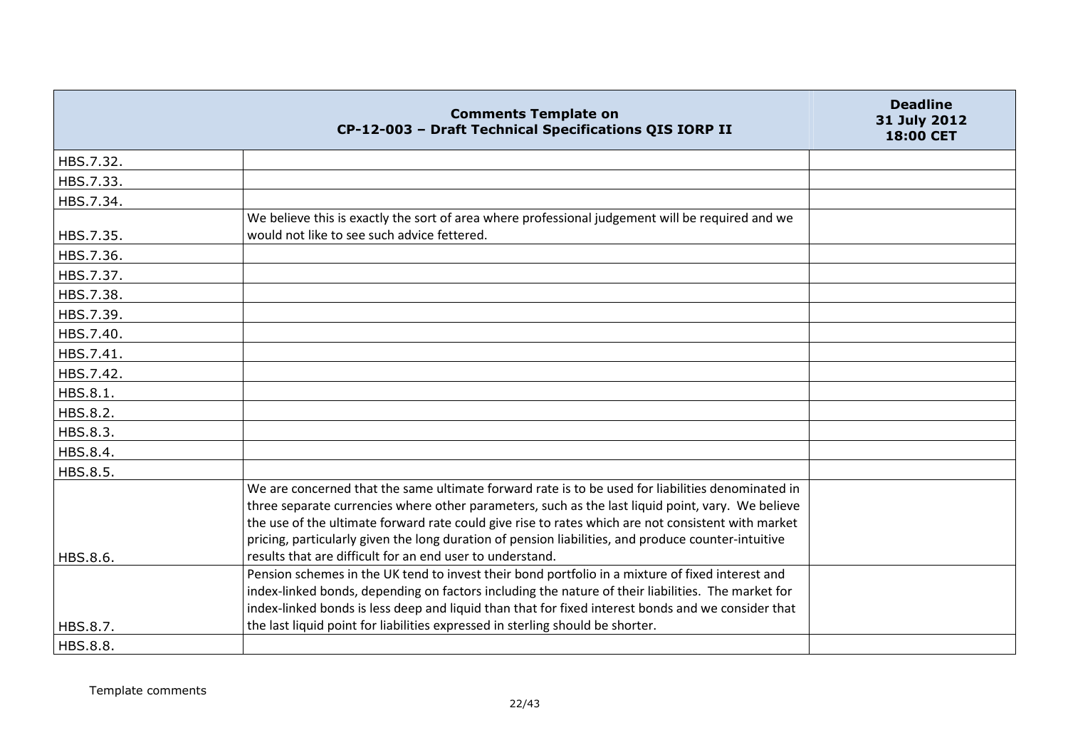| | Comments Template on CP-12-003 – Draft Technical Specifications QIS IORP II | Deadline 31 July 2012 18:00 CET |
|---|---|---|
| HBS.7.32. | | |
| HBS.7.33. | | |
| HBS.7.34. | | |
| HBS.7.35. | We believe this is exactly the sort of area where professional judgement will be required and we would not like to see such advice fettered. | |
| HBS.7.36. | | |
| HBS.7.37. | | |
| HBS.7.38. | | |
| HBS.7.39. | | |
| HBS.7.40. | | |
| HBS.7.41. | | |
| HBS.7.42. | | |
| HBS.8.1. | | |
| HBS.8.2. | | |
| HBS.8.3. | | |
| HBS.8.4. | | |
| HBS.8.5. | | |
| HBS.8.6. | We are concerned that the same ultimate forward rate is to be used for liabilities denominated in three separate currencies where other parameters, such as the last liquid point, vary. We believe the use of the ultimate forward rate could give rise to rates which are not consistent with market pricing, particularly given the long duration of pension liabilities, and produce counter-intuitive results that are difficult for an end user to understand. | |
| HBS.8.7. | Pension schemes in the UK tend to invest their bond portfolio in a mixture of fixed interest and index-linked bonds, depending on factors including the nature of their liabilities. The market for index-linked bonds is less deep and liquid than that for fixed interest bonds and we consider that the last liquid point for liabilities expressed in sterling should be shorter. | |
| HBS.8.8. | | |

Template comments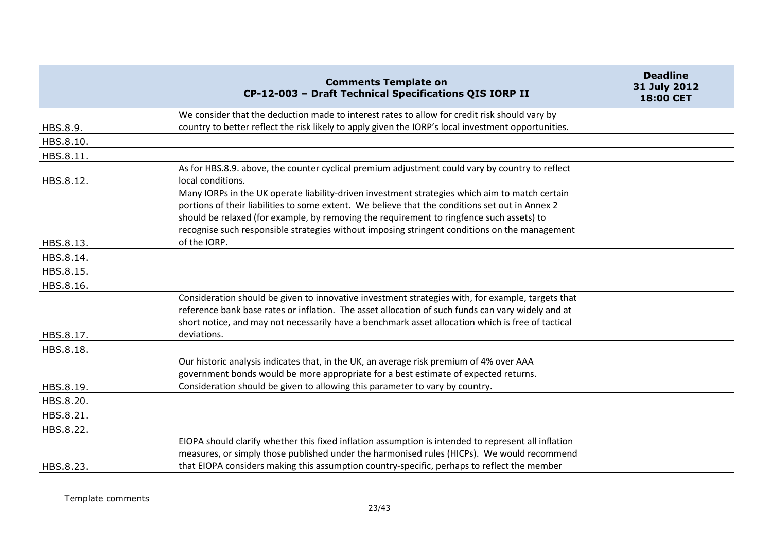| | Comments Template on CP-12-003 – Draft Technical Specifications QIS IORP II | Deadline 31 July 2012 18:00 CET |
|---|---|---|
| HBS.8.9. | We consider that the deduction made to interest rates to allow for credit risk should vary by country to better reflect the risk likely to apply given the IORP's local investment opportunities. | |
| HBS.8.10. | | |
| HBS.8.11. | | |
| HBS.8.12. | As for HBS.8.9. above, the counter cyclical premium adjustment could vary by country to reflect local conditions. | |
| HBS.8.13. | Many IORPs in the UK operate liability-driven investment strategies which aim to match certain portions of their liabilities to some extent. We believe that the conditions set out in Annex 2 should be relaxed (for example, by removing the requirement to ringfence such assets) to recognise such responsible strategies without imposing stringent conditions on the management of the IORP. | |
| HBS.8.14. | | |
| HBS.8.15. | | |
| HBS.8.16. | | |
| HBS.8.17. | Consideration should be given to innovative investment strategies with, for example, targets that reference bank base rates or inflation. The asset allocation of such funds can vary widely and at short notice, and may not necessarily have a benchmark asset allocation which is free of tactical deviations. | |
| HBS.8.18. | | |
| HBS.8.19. | Our historic analysis indicates that, in the UK, an average risk premium of 4% over AAA government bonds would be more appropriate for a best estimate of expected returns. Consideration should be given to allowing this parameter to vary by country. | |
| HBS.8.20. | | |
| HBS.8.21. | | |
| HBS.8.22. | | |
| HBS.8.23. | EIOPA should clarify whether this fixed inflation assumption is intended to represent all inflation measures, or simply those published under the harmonised rules (HICPs). We would recommend that EIOPA considers making this assumption country-specific, perhaps to reflect the member | |

Template comments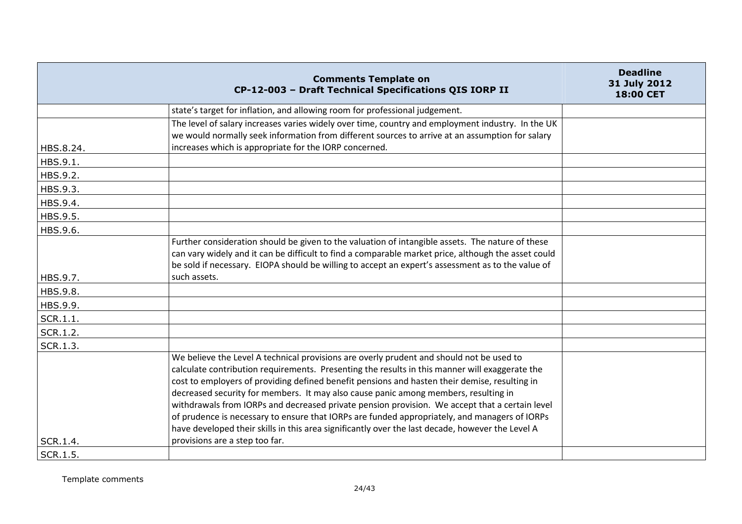| Comments Template on CP-12-003 – Draft Technical Specifications QIS IORP II | | Deadline 31 July 2012 18:00 CET |
|---|---|---|
| | state's target for inflation, and allowing room for professional judgement. | |
| HBS.8.24. | The level of salary increases varies widely over time, country and employment industry. In the UK we would normally seek information from different sources to arrive at an assumption for salary increases which is appropriate for the IORP concerned. | |
| HBS.9.1. | | |
| HBS.9.2. | | |
| HBS.9.3. | | |
| HBS.9.4. | | |
| HBS.9.5. | | |
| HBS.9.6. | | |
| HBS.9.7. | Further consideration should be given to the valuation of intangible assets. The nature of these can vary widely and it can be difficult to find a comparable market price, although the asset could be sold if necessary. EIOPA should be willing to accept an expert's assessment as to the value of such assets. | |
| HBS.9.8. | | |
| HBS.9.9. | | |
| SCR.1.1. | | |
| SCR.1.2. | | |
| SCR.1.3. | | |
| SCR.1.4. | We believe the Level A technical provisions are overly prudent and should not be used to calculate contribution requirements. Presenting the results in this manner will exaggerate the cost to employers of providing defined benefit pensions and hasten their demise, resulting in decreased security for members. It may also cause panic among members, resulting in withdrawals from IORPs and decreased private pension provision. We accept that a certain level of prudence is necessary to ensure that IORPs are funded appropriately, and managers of IORPs have developed their skills in this area significantly over the last decade, however the Level A provisions are a step too far. | |
| SCR.1.5. | | |

Template comments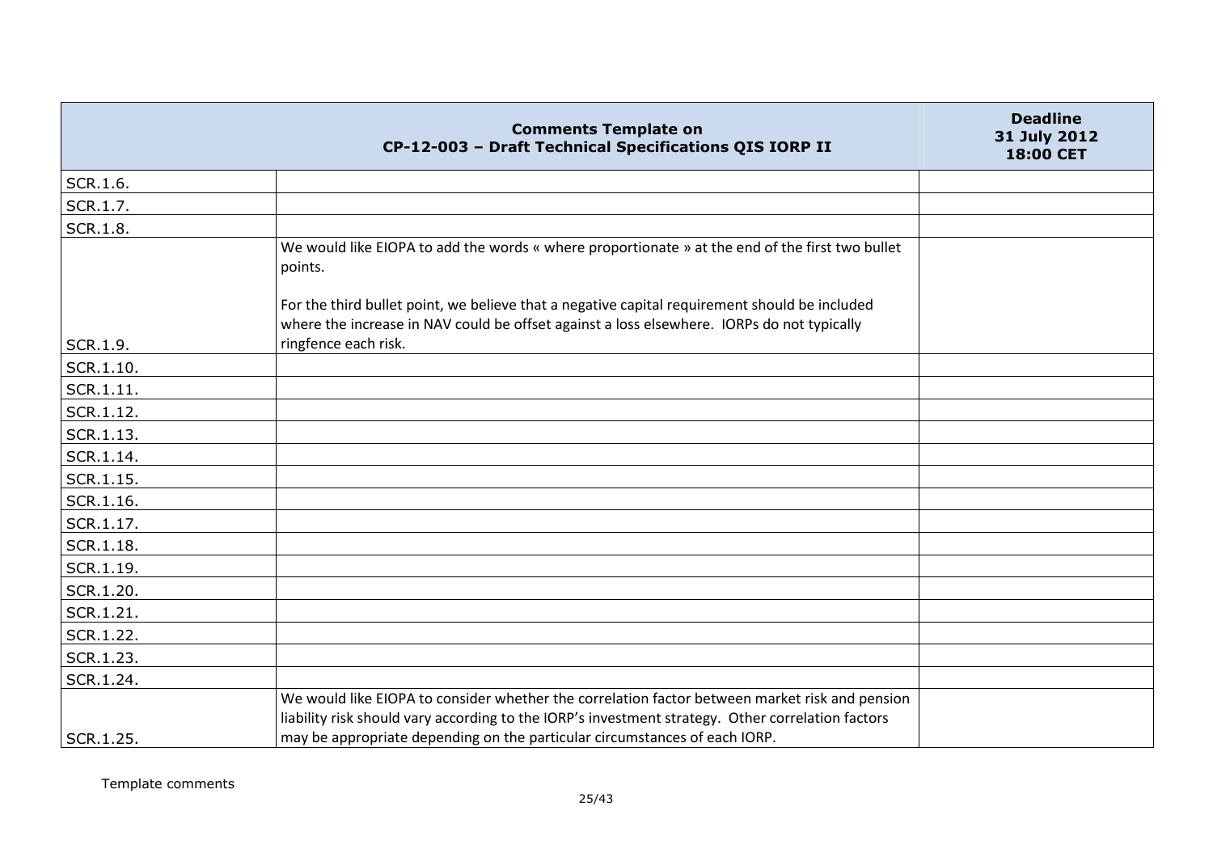| | Comments Template on CP-12-003 – Draft Technical Specifications QIS IORP II | Deadline 31 July 2012 18:00 CET |
|---|---|---|
| SCR.1.6. | | |
| SCR.1.7. | | |
| SCR.1.8. | | |
| SCR.1.9. | We would like EIOPA to add the words « where proportionate » at the end of the first two bullet points.<br><br>For the third bullet point, we believe that a negative capital requirement should be included where the increase in NAV could be offset against a loss elsewhere. IORPs do not typically ringfence each risk. | |
| SCR.1.10. | | |
| SCR.1.11. | | |
| SCR.1.12. | | |
| SCR.1.13. | | |
| SCR.1.14. | | |
| SCR.1.15. | | |
| SCR.1.16. | | |
| SCR.1.17. | | |
| SCR.1.18. | | |
| SCR.1.19. | | |
| SCR.1.20. | | |
| SCR.1.21. | | |
| SCR.1.22. | | |
| SCR.1.23. | | |
| SCR.1.24. | | |
| SCR.1.25. | We would like EIOPA to consider whether the correlation factor between market risk and pension liability risk should vary according to the IORP's investment strategy. Other correlation factors may be appropriate depending on the particular circumstances of each IORP. | |

Template comments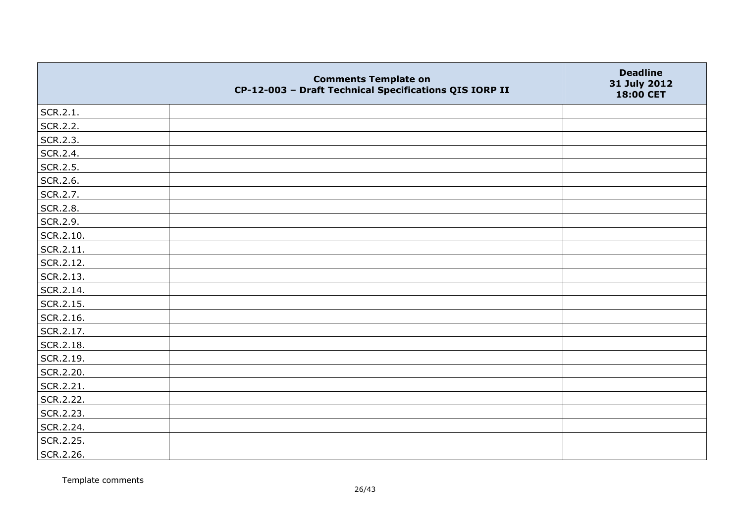| | Comments Template on CP-12-003 – Draft Technical Specifications QIS IORP II | Deadline 31 July 2012 18:00 CET |
|---|---|---|
| SCR.2.1. | | |
| SCR.2.2. | | |
| SCR.2.3. | | |
| SCR.2.4. | | |
| SCR.2.5. | | |
| SCR.2.6. | | |
| SCR.2.7. | | |
| SCR.2.8. | | |
| SCR.2.9. | | |
| SCR.2.10. | | |
| SCR.2.11. | | |
| SCR.2.12. | | |
| SCR.2.13. | | |
| SCR.2.14. | | |
| SCR.2.15. | | |
| SCR.2.16. | | |
| SCR.2.17. | | |
| SCR.2.18. | | |
| SCR.2.19. | | |
| SCR.2.20. | | |
| SCR.2.21. | | |
| SCR.2.22. | | |
| SCR.2.23. | | |
| SCR.2.24. | | |
| SCR.2.25. | | |
| SCR.2.26. | | |

Template comments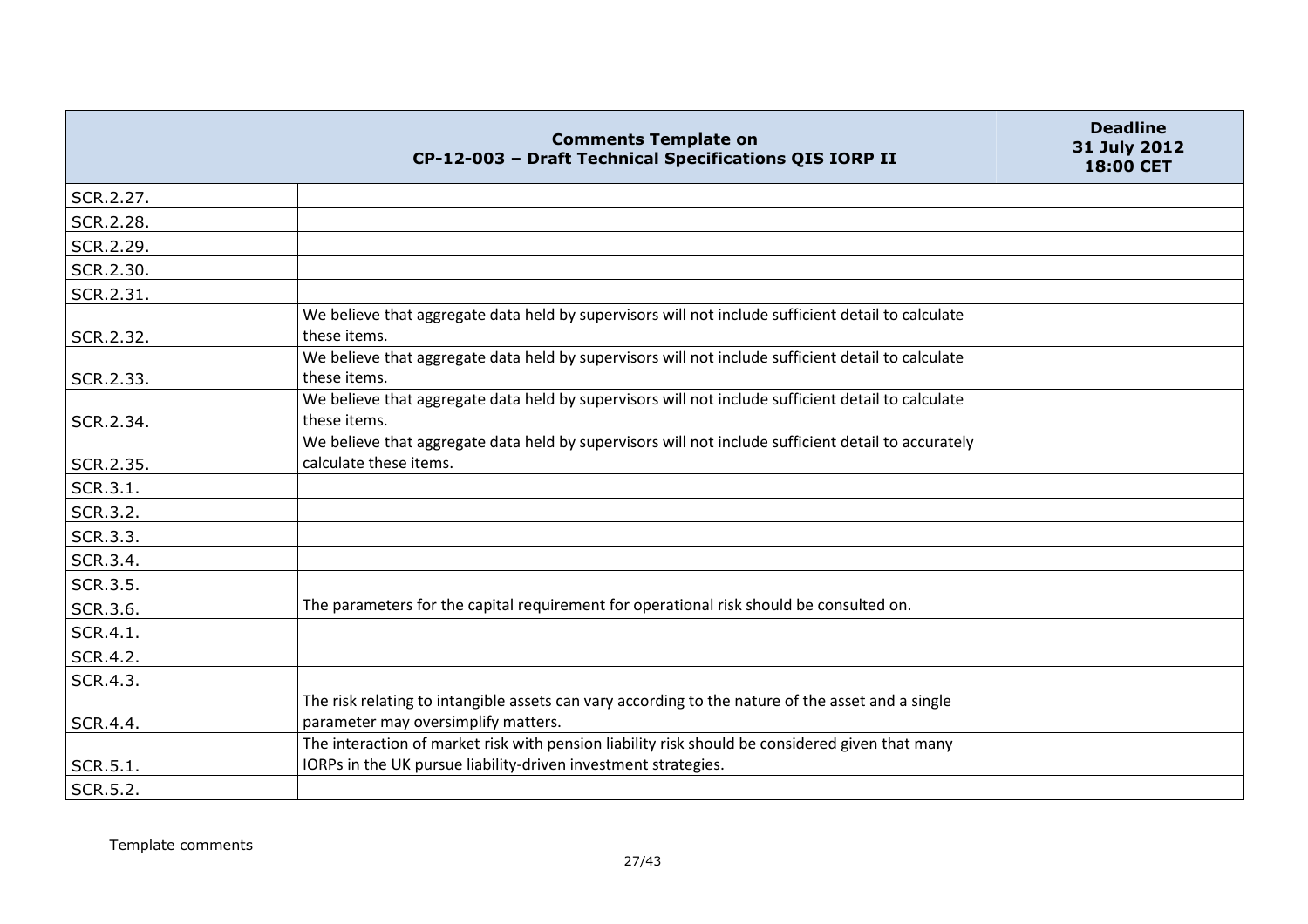| | Comments Template on CP-12-003 – Draft Technical Specifications QIS IORP II | Deadline 31 July 2012 18:00 CET |
|---|---|---|
| SCR.2.27. | | |
| SCR.2.28. | | |
| SCR.2.29. | | |
| SCR.2.30. | | |
| SCR.2.31. | | |
| SCR.2.32. | We believe that aggregate data held by supervisors will not include sufficient detail to calculate these items. | |
| SCR.2.33. | We believe that aggregate data held by supervisors will not include sufficient detail to calculate these items. | |
| SCR.2.34. | We believe that aggregate data held by supervisors will not include sufficient detail to calculate these items. | |
| SCR.2.35. | We believe that aggregate data held by supervisors will not include sufficient detail to accurately calculate these items. | |
| SCR.3.1. | | |
| SCR.3.2. | | |
| SCR.3.3. | | |
| SCR.3.4. | | |
| SCR.3.5. | | |
| SCR.3.6. | The parameters for the capital requirement for operational risk should be consulted on. | |
| SCR.4.1. | | |
| SCR.4.2. | | |
| SCR.4.3. | | |
| SCR.4.4. | The risk relating to intangible assets can vary according to the nature of the asset and a single parameter may oversimplify matters. | |
| SCR.5.1. | The interaction of market risk with pension liability risk should be considered given that many IORPs in the UK pursue liability-driven investment strategies. | |
| SCR.5.2. | | |

Template comments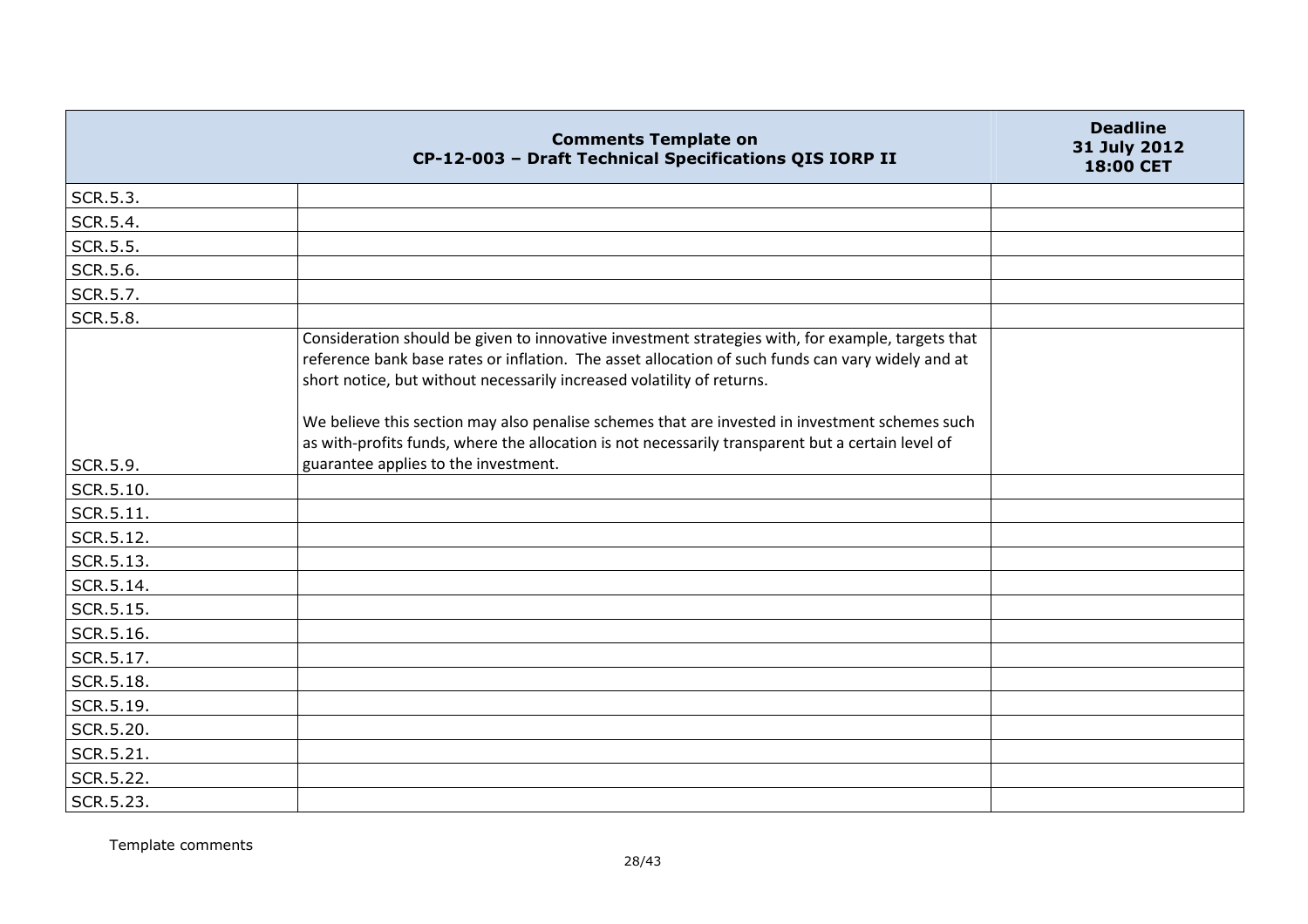| Comments Template on CP-12-003 – Draft Technical Specifications QIS IORP II | | Deadline 31 July 2012 18:00 CET |
|---|---|---|
| SCR.5.3. | | |
| SCR.5.4. | | |
| SCR.5.5. | | |
| SCR.5.6. | | |
| SCR.5.7. | | |
| SCR.5.8. | | |
| SCR.5.9. | Consideration should be given to innovative investment strategies with, for example, targets that reference bank base rates or inflation. The asset allocation of such funds can vary widely and at short notice, but without necessarily increased volatility of returns.<br><br>We believe this section may also penalise schemes that are invested in investment schemes such as with-profits funds, where the allocation is not necessarily transparent but a certain level of guarantee applies to the investment. | |
| SCR.5.10. | | |
| SCR.5.11. | | |
| SCR.5.12. | | |
| SCR.5.13. | | |
| SCR.5.14. | | |
| SCR.5.15. | | |
| SCR.5.16. | | |
| SCR.5.17. | | |
| SCR.5.18. | | |
| SCR.5.19. | | |
| SCR.5.20. | | |
| SCR.5.21. | | |
| SCR.5.22. | | |
| SCR.5.23. | | |

Template comments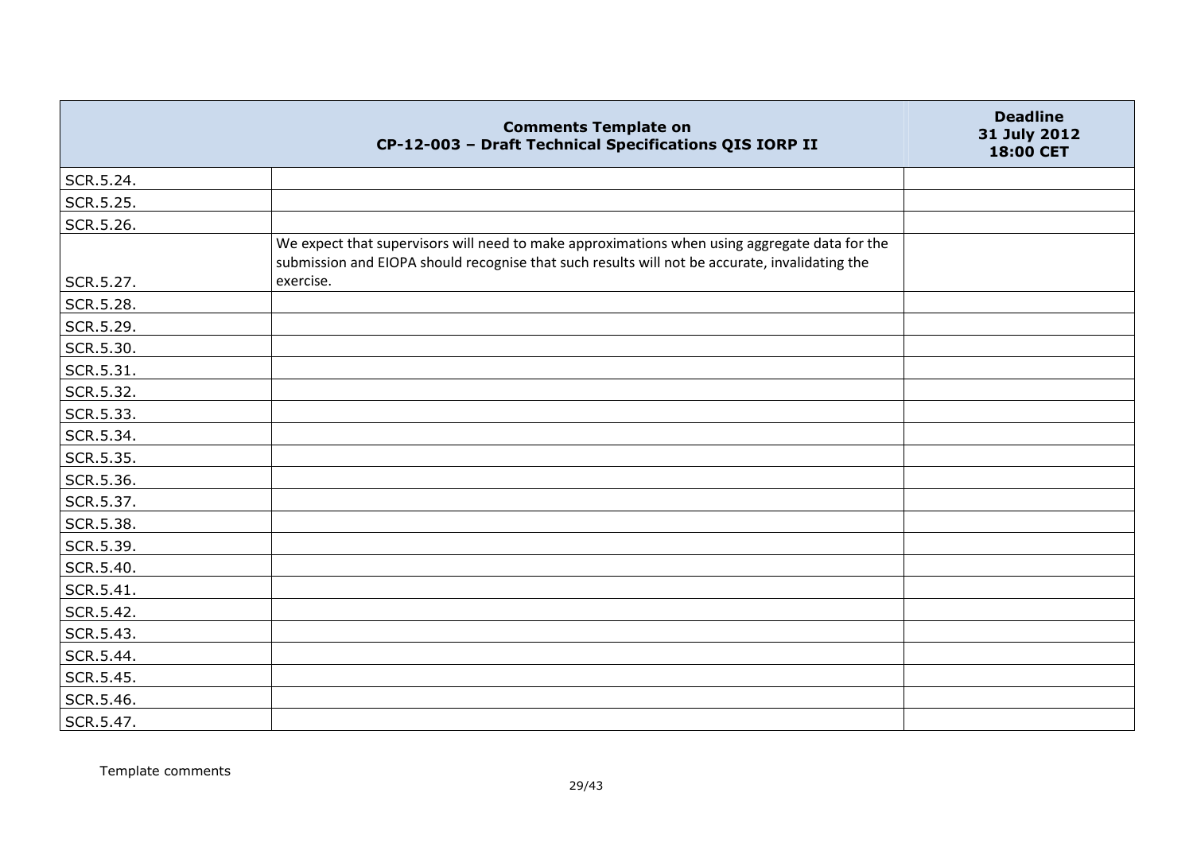| | Comments Template on CP-12-003 – Draft Technical Specifications QIS IORP II | Deadline 31 July 2012 18:00 CET |
|---|---|---|
| SCR.5.24. | | |
| SCR.5.25. | | |
| SCR.5.26. | | |
| SCR.5.27. | We expect that supervisors will need to make approximations when using aggregate data for the submission and EIOPA should recognise that such results will not be accurate, invalidating the exercise. | |
| SCR.5.28. | | |
| SCR.5.29. | | |
| SCR.5.30. | | |
| SCR.5.31. | | |
| SCR.5.32. | | |
| SCR.5.33. | | |
| SCR.5.34. | | |
| SCR.5.35. | | |
| SCR.5.36. | | |
| SCR.5.37. | | |
| SCR.5.38. | | |
| SCR.5.39. | | |
| SCR.5.40. | | |
| SCR.5.41. | | |
| SCR.5.42. | | |
| SCR.5.43. | | |
| SCR.5.44. | | |
| SCR.5.45. | | |
| SCR.5.46. | | |
| SCR.5.47. | | |

Template comments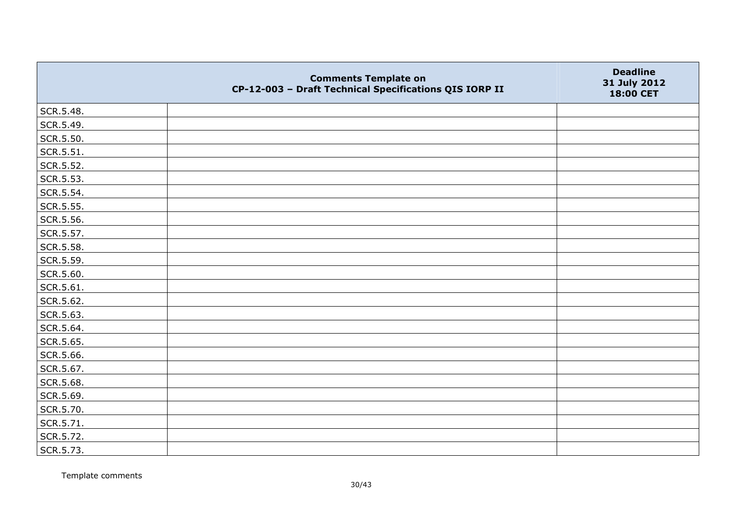| | Comments Template on CP-12-003 – Draft Technical Specifications QIS IORP II | Deadline 31 July 2012 18:00 CET |
|---|---|---|
| SCR.5.48. | | |
| SCR.5.49. | | |
| SCR.5.50. | | |
| SCR.5.51. | | |
| SCR.5.52. | | |
| SCR.5.53. | | |
| SCR.5.54. | | |
| SCR.5.55. | | |
| SCR.5.56. | | |
| SCR.5.57. | | |
| SCR.5.58. | | |
| SCR.5.59. | | |
| SCR.5.60. | | |
| SCR.5.61. | | |
| SCR.5.62. | | |
| SCR.5.63. | | |
| SCR.5.64. | | |
| SCR.5.65. | | |
| SCR.5.66. | | |
| SCR.5.67. | | |
| SCR.5.68. | | |
| SCR.5.69. | | |
| SCR.5.70. | | |
| SCR.5.71. | | |
| SCR.5.72. | | |
| SCR.5.73. | | |

Template comments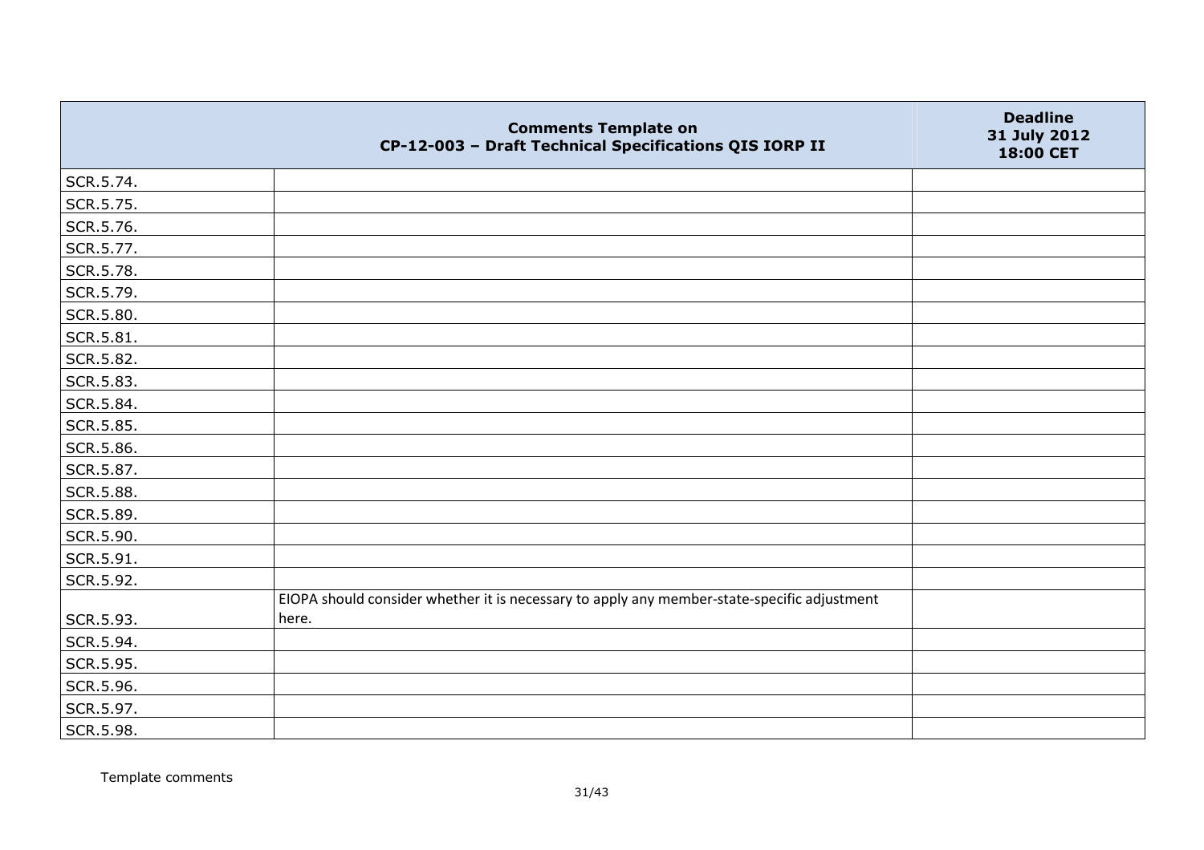| Comments Template on CP-12-003 – Draft Technical Specifications QIS IORP II | | Deadline 31 July 2012 18:00 CET |
|---|---|---|
| SCR.5.74. | | |
| SCR.5.75. | | |
| SCR.5.76. | | |
| SCR.5.77. | | |
| SCR.5.78. | | |
| SCR.5.79. | | |
| SCR.5.80. | | |
| SCR.5.81. | | |
| SCR.5.82. | | |
| SCR.5.83. | | |
| SCR.5.84. | | |
| SCR.5.85. | | |
| SCR.5.86. | | |
| SCR.5.87. | | |
| SCR.5.88. | | |
| SCR.5.89. | | |
| SCR.5.90. | | |
| SCR.5.91. | | |
| SCR.5.92. | | |
| SCR.5.93. | EIOPA should consider whether it is necessary to apply any member-state-specific adjustment here. | |
| SCR.5.94. | | |
| SCR.5.95. | | |
| SCR.5.96. | | |
| SCR.5.97. | | |
| SCR.5.98. | | |

Template comments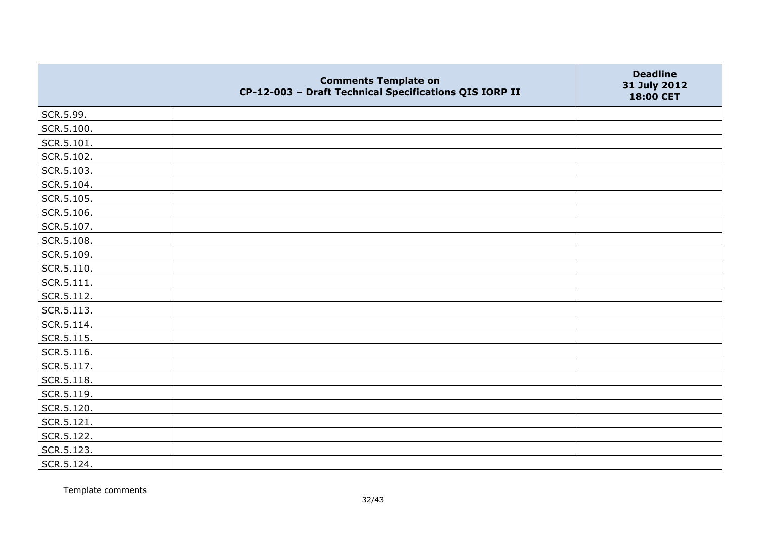| | Comments Template on CP-12-003 – Draft Technical Specifications QIS IORP II | Deadline 31 July 2012 18:00 CET |
|---|---|---|
| SCR.5.99. | | |
| SCR.5.100. | | |
| SCR.5.101. | | |
| SCR.5.102. | | |
| SCR.5.103. | | |
| SCR.5.104. | | |
| SCR.5.105. | | |
| SCR.5.106. | | |
| SCR.5.107. | | |
| SCR.5.108. | | |
| SCR.5.109. | | |
| SCR.5.110. | | |
| SCR.5.111. | | |
| SCR.5.112. | | |
| SCR.5.113. | | |
| SCR.5.114. | | |
| SCR.5.115. | | |
| SCR.5.116. | | |
| SCR.5.117. | | |
| SCR.5.118. | | |
| SCR.5.119. | | |
| SCR.5.120. | | |
| SCR.5.121. | | |
| SCR.5.122. | | |
| SCR.5.123. | | |
| SCR.5.124. | | |

Template comments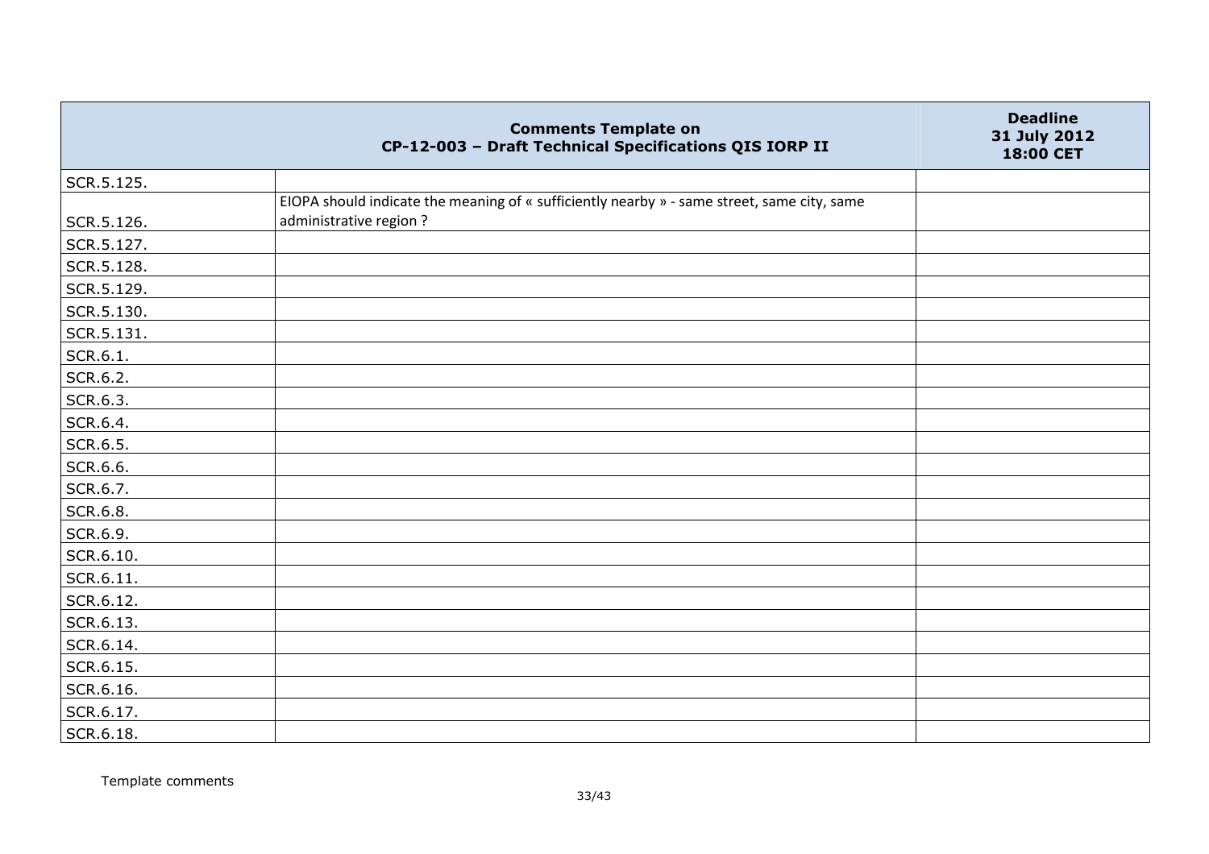| Comments Template on CP-12-003 – Draft Technical Specifications QIS IORP II | | Deadline 31 July 2012 18:00 CET |
|---|---|---|
| SCR.5.125. | | |
| SCR.5.126. | EIOPA should indicate the meaning of « sufficiently nearby » - same street, same city, same administrative region ? | |
| SCR.5.127. | | |
| SCR.5.128. | | |
| SCR.5.129. | | |
| SCR.5.130. | | |
| SCR.5.131. | | |
| SCR.6.1. | | |
| SCR.6.2. | | |
| SCR.6.3. | | |
| SCR.6.4. | | |
| SCR.6.5. | | |
| SCR.6.6. | | |
| SCR.6.7. | | |
| SCR.6.8. | | |
| SCR.6.9. | | |
| SCR.6.10. | | |
| SCR.6.11. | | |
| SCR.6.12. | | |
| SCR.6.13. | | |
| SCR.6.14. | | |
| SCR.6.15. | | |
| SCR.6.16. | | |
| SCR.6.17. | | |
| SCR.6.18. | | |

Template comments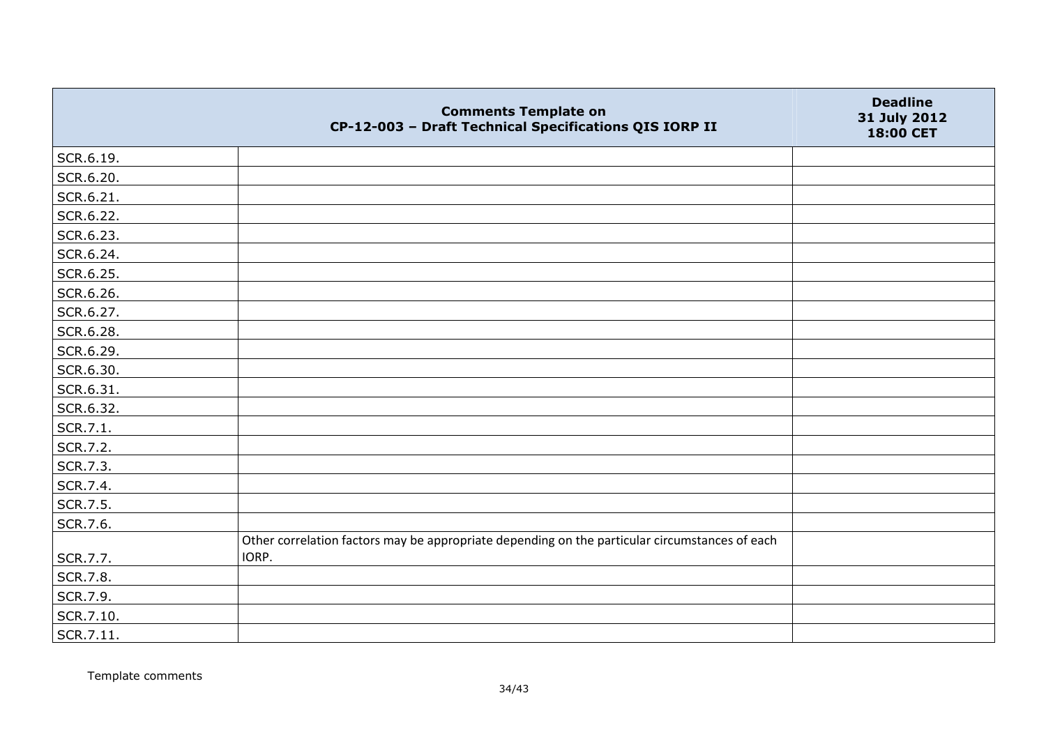| | Comments Template on CP-12-003 – Draft Technical Specifications QIS IORP II | Deadline 31 July 2012 18:00 CET |
|---|---|---|
| SCR.6.19. | | |
| SCR.6.20. | | |
| SCR.6.21. | | |
| SCR.6.22. | | |
| SCR.6.23. | | |
| SCR.6.24. | | |
| SCR.6.25. | | |
| SCR.6.26. | | |
| SCR.6.27. | | |
| SCR.6.28. | | |
| SCR.6.29. | | |
| SCR.6.30. | | |
| SCR.6.31. | | |
| SCR.6.32. | | |
| SCR.7.1. | | |
| SCR.7.2. | | |
| SCR.7.3. | | |
| SCR.7.4. | | |
| SCR.7.5. | | |
| SCR.7.6. | | |
| SCR.7.7. | Other correlation factors may be appropriate depending on the particular circumstances of each IORP. | |
| SCR.7.8. | | |
| SCR.7.9. | | |
| SCR.7.10. | | |
| SCR.7.11. | | |

Template comments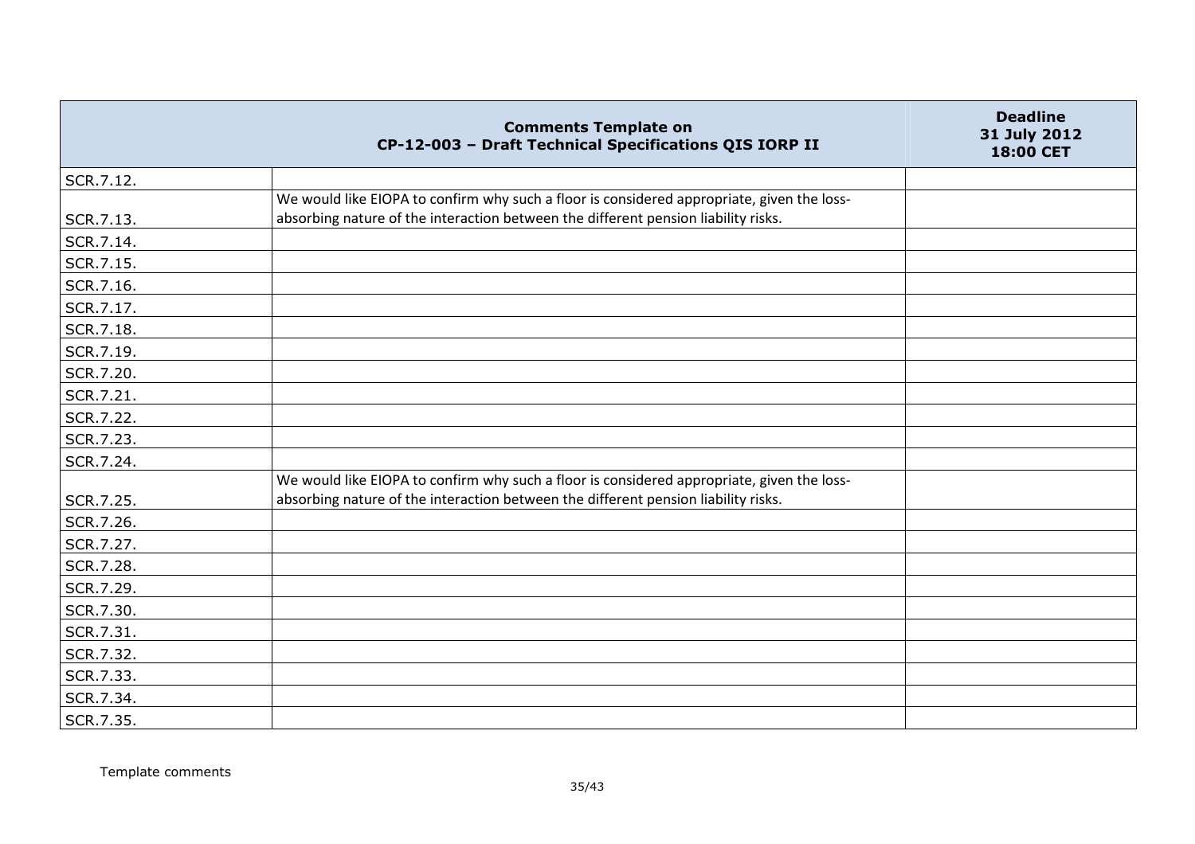| Comments Template on CP-12-003 – Draft Technical Specifications QIS IORP II | | Deadline 31 July 2012 18:00 CET |
|---|---|---|
| SCR.7.12. | | |
| SCR.7.13. | We would like EIOPA to confirm why such a floor is considered appropriate, given the loss-absorbing nature of the interaction between the different pension liability risks. | |
| SCR.7.14. | | |
| SCR.7.15. | | |
| SCR.7.16. | | |
| SCR.7.17. | | |
| SCR.7.18. | | |
| SCR.7.19. | | |
| SCR.7.20. | | |
| SCR.7.21. | | |
| SCR.7.22. | | |
| SCR.7.23. | | |
| SCR.7.24. | | |
| SCR.7.25. | We would like EIOPA to confirm why such a floor is considered appropriate, given the loss-absorbing nature of the interaction between the different pension liability risks. | |
| SCR.7.26. | | |
| SCR.7.27. | | |
| SCR.7.28. | | |
| SCR.7.29. | | |
| SCR.7.30. | | |
| SCR.7.31. | | |
| SCR.7.32. | | |
| SCR.7.33. | | |
| SCR.7.34. | | |
| SCR.7.35. | | |

Template comments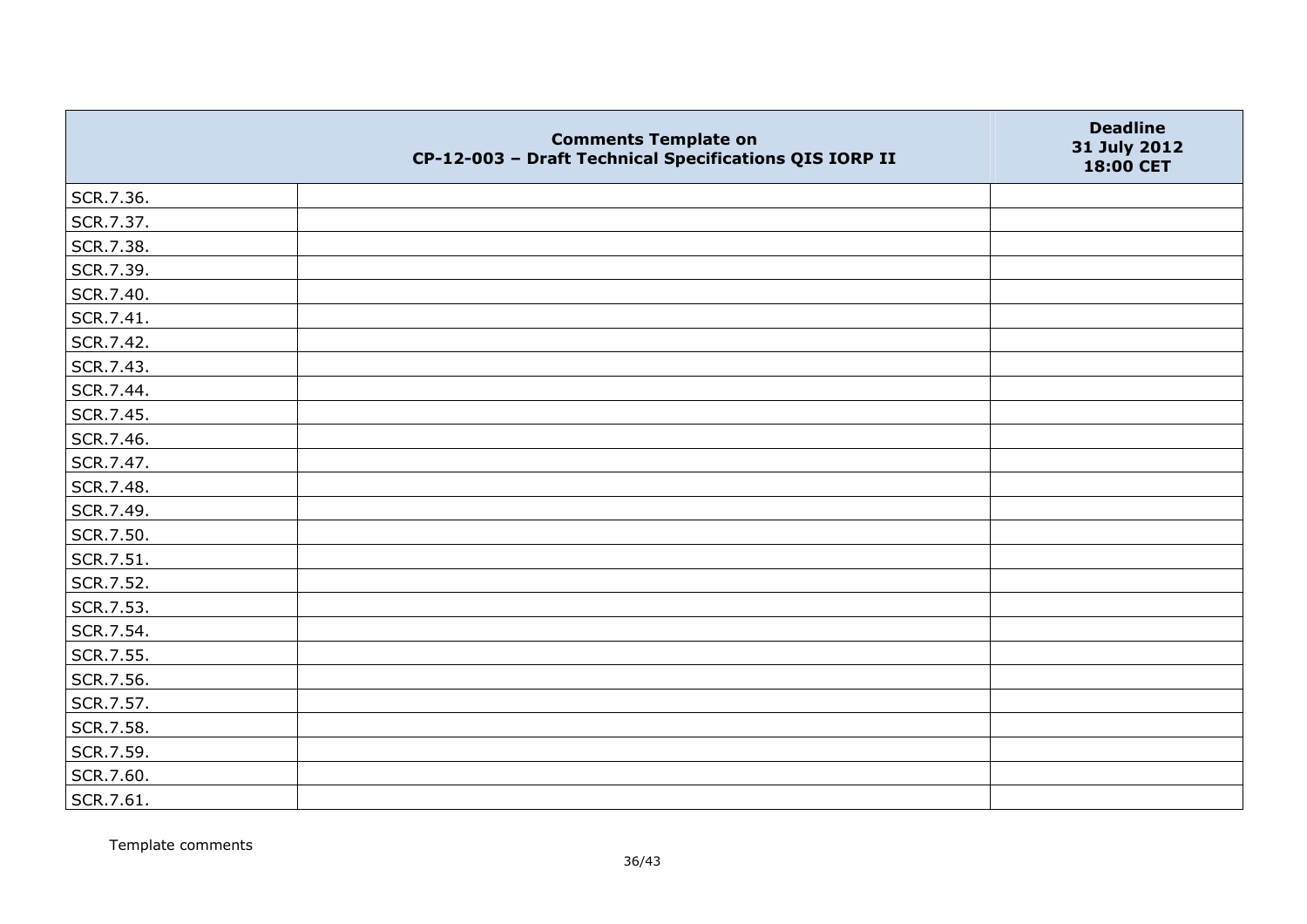|  | Comments Template on CP-12-003 – Draft Technical Specifications QIS IORP II | Deadline 31 July 2012 18:00 CET |
|---|---|---|
| SCR.7.36. |  |  |
| SCR.7.37. |  |  |
| SCR.7.38. |  |  |
| SCR.7.39. |  |  |
| SCR.7.40. |  |  |
| SCR.7.41. |  |  |
| SCR.7.42. |  |  |
| SCR.7.43. |  |  |
| SCR.7.44. |  |  |
| SCR.7.45. |  |  |
| SCR.7.46. |  |  |
| SCR.7.47. |  |  |
| SCR.7.48. |  |  |
| SCR.7.49. |  |  |
| SCR.7.50. |  |  |
| SCR.7.51. |  |  |
| SCR.7.52. |  |  |
| SCR.7.53. |  |  |
| SCR.7.54. |  |  |
| SCR.7.55. |  |  |
| SCR.7.56. |  |  |
| SCR.7.57. |  |  |
| SCR.7.58. |  |  |
| SCR.7.59. |  |  |
| SCR.7.60. |  |  |
| SCR.7.61. |  |  |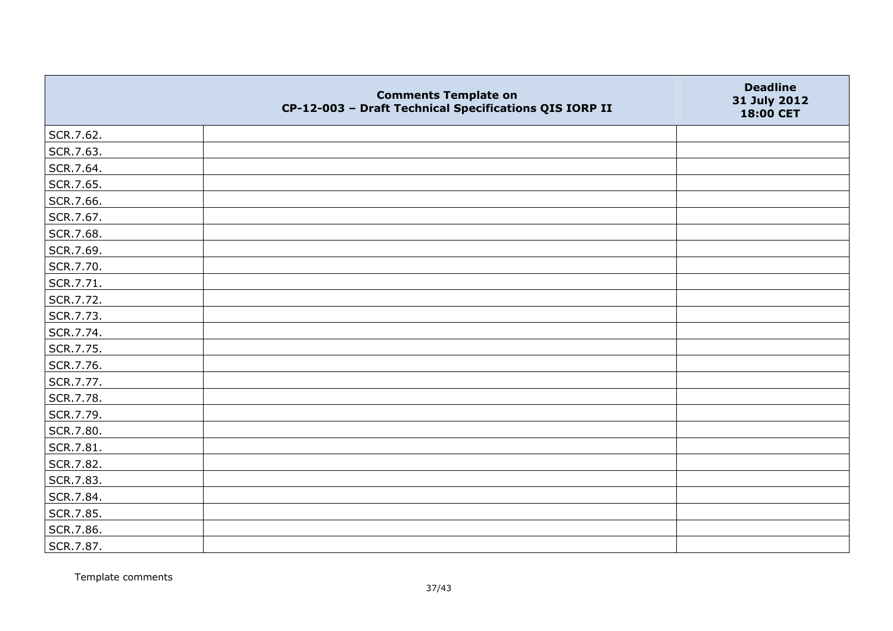|  | Comments Template on CP-12-003 – Draft Technical Specifications QIS IORP II | Deadline 31 July 2012 18:00 CET |
|---|---|---|
| SCR.7.62. |  |  |
| SCR.7.63. |  |  |
| SCR.7.64. |  |  |
| SCR.7.65. |  |  |
| SCR.7.66. |  |  |
| SCR.7.67. |  |  |
| SCR.7.68. |  |  |
| SCR.7.69. |  |  |
| SCR.7.70. |  |  |
| SCR.7.71. |  |  |
| SCR.7.72. |  |  |
| SCR.7.73. |  |  |
| SCR.7.74. |  |  |
| SCR.7.75. |  |  |
| SCR.7.76. |  |  |
| SCR.7.77. |  |  |
| SCR.7.78. |  |  |
| SCR.7.79. |  |  |
| SCR.7.80. |  |  |
| SCR.7.81. |  |  |
| SCR.7.82. |  |  |
| SCR.7.83. |  |  |
| SCR.7.84. |  |  |
| SCR.7.85. |  |  |
| SCR.7.86. |  |  |
| SCR.7.87. |  |  |

Template comments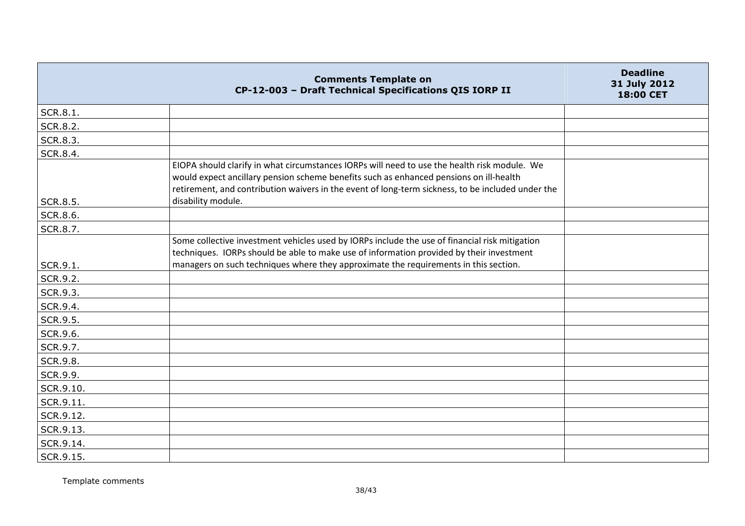| Comments Template on CP-12-003 – Draft Technical Specifications QIS IORP II | | Deadline 31 July 2012 18:00 CET |
|---|---|---|
| SCR.8.1. | | |
| SCR.8.2. | | |
| SCR.8.3. | | |
| SCR.8.4. | | |
| SCR.8.5. | EIOPA should clarify in what circumstances IORPs will need to use the health risk module. We would expect ancillary pension scheme benefits such as enhanced pensions on ill-health retirement, and contribution waivers in the event of long-term sickness, to be included under the disability module. | |
| SCR.8.6. | | |
| SCR.8.7. | | |
| SCR.9.1. | Some collective investment vehicles used by IORPs include the use of financial risk mitigation techniques. IORPs should be able to make use of information provided by their investment managers on such techniques where they approximate the requirements in this section. | |
| SCR.9.2. | | |
| SCR.9.3. | | |
| SCR.9.4. | | |
| SCR.9.5. | | |
| SCR.9.6. | | |
| SCR.9.7. | | |
| SCR.9.8. | | |
| SCR.9.9. | | |
| SCR.9.10. | | |
| SCR.9.11. | | |
| SCR.9.12. | | |
| SCR.9.13. | | |
| SCR.9.14. | | |
| SCR.9.15. | | |

Template comments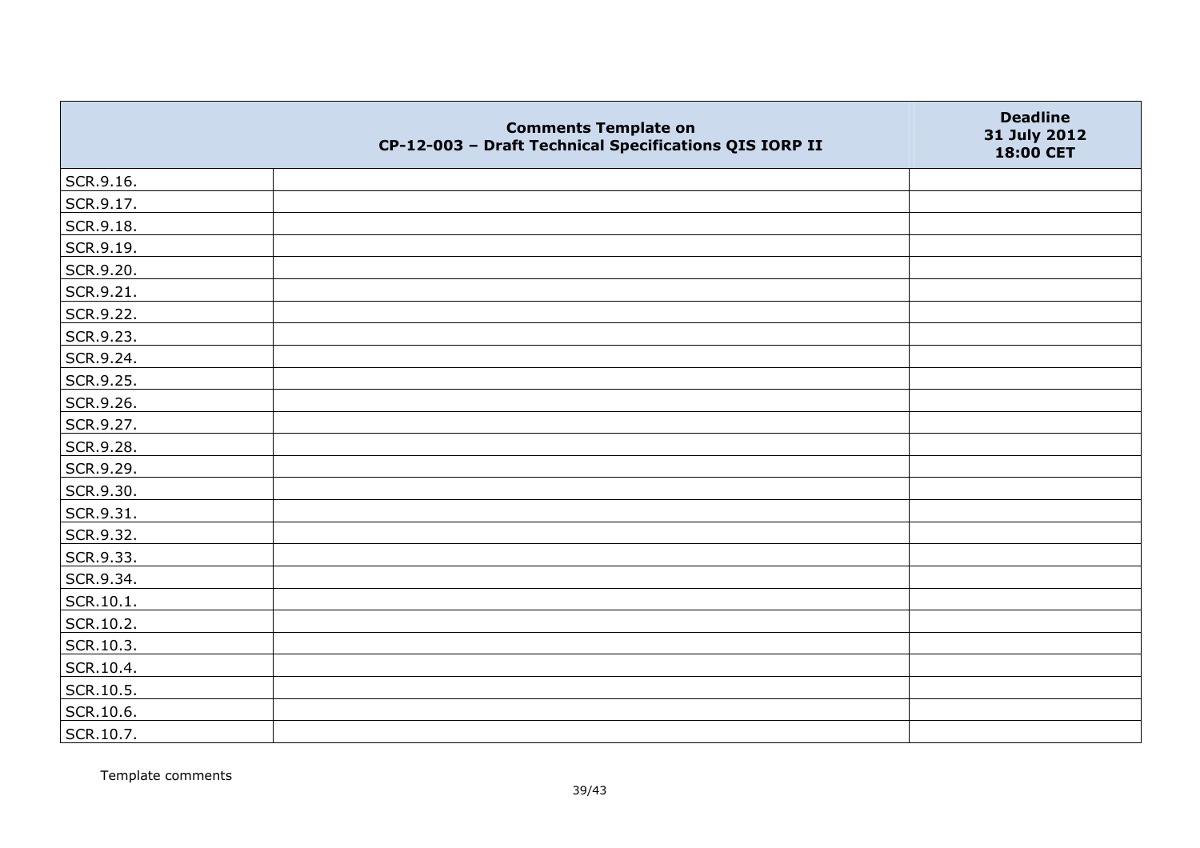|  | Comments Template on CP-12-003 – Draft Technical Specifications QIS IORP II | Deadline 31 July 2012 18:00 CET |
|---|---|---|
| SCR.9.16. |  |  |
| SCR.9.17. |  |  |
| SCR.9.18. |  |  |
| SCR.9.19. |  |  |
| SCR.9.20. |  |  |
| SCR.9.21. |  |  |
| SCR.9.22. |  |  |
| SCR.9.23. |  |  |
| SCR.9.24. |  |  |
| SCR.9.25. |  |  |
| SCR.9.26. |  |  |
| SCR.9.27. |  |  |
| SCR.9.28. |  |  |
| SCR.9.29. |  |  |
| SCR.9.30. |  |  |
| SCR.9.31. |  |  |
| SCR.9.32. |  |  |
| SCR.9.33. |  |  |
| SCR.9.34. |  |  |
| SCR.10.1. |  |  |
| SCR.10.2. |  |  |
| SCR.10.3. |  |  |
| SCR.10.4. |  |  |
| SCR.10.5. |  |  |
| SCR.10.6. |  |  |
| SCR.10.7. |  |  |

Template comments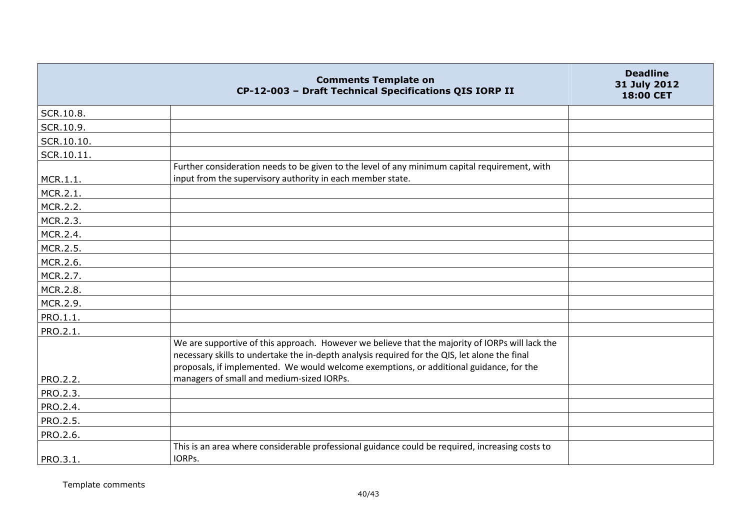| Comments Template on CP-12-003 – Draft Technical Specifications QIS IORP II | | Deadline 31 July 2012 18:00 CET |
|---|---|---|
| SCR.10.8. | | |
| SCR.10.9. | | |
| SCR.10.10. | | |
| SCR.10.11. | | |
| MCR.1.1. | Further consideration needs to be given to the level of any minimum capital requirement, with input from the supervisory authority in each member state. | |
| MCR.2.1. | | |
| MCR.2.2. | | |
| MCR.2.3. | | |
| MCR.2.4. | | |
| MCR.2.5. | | |
| MCR.2.6. | | |
| MCR.2.7. | | |
| MCR.2.8. | | |
| MCR.2.9. | | |
| PRO.1.1. | | |
| PRO.2.1. | | |
| PRO.2.2. | We are supportive of this approach. However we believe that the majority of IORPs will lack the necessary skills to undertake the in-depth analysis required for the QIS, let alone the final proposals, if implemented. We would welcome exemptions, or additional guidance, for the managers of small and medium-sized IORPs. | |
| PRO.2.3. | | |
| PRO.2.4. | | |
| PRO.2.5. | | |
| PRO.2.6. | | |
| PRO.3.1. | This is an area where considerable professional guidance could be required, increasing costs to IORPs. | |

Template comments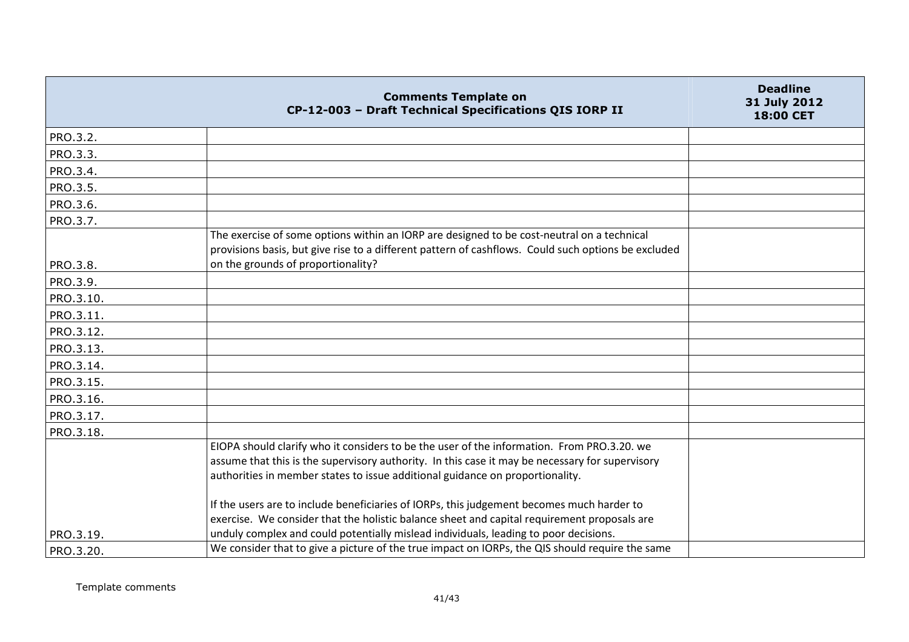| | Comments Template on CP-12-003 – Draft Technical Specifications QIS IORP II | Deadline 31 July 2012 18:00 CET |
|---|---|---|
| PRO.3.2. | | |
| PRO.3.3. | | |
| PRO.3.4. | | |
| PRO.3.5. | | |
| PRO.3.6. | | |
| PRO.3.7. | | |
| PRO.3.8. | The exercise of some options within an IORP are designed to be cost-neutral on a technical provisions basis, but give rise to a different pattern of cashflows. Could such options be excluded on the grounds of proportionality? | |
| PRO.3.9. | | |
| PRO.3.10. | | |
| PRO.3.11. | | |
| PRO.3.12. | | |
| PRO.3.13. | | |
| PRO.3.14. | | |
| PRO.3.15. | | |
| PRO.3.16. | | |
| PRO.3.17. | | |
| PRO.3.18. | | |
| PRO.3.19. | EIOPA should clarify who it considers to be the user of the information. From PRO.3.20. we assume that this is the supervisory authority. In this case it may be necessary for supervisory authorities in member states to issue additional guidance on proportionality.<br><br>If the users are to include beneficiaries of IORPs, this judgement becomes much harder to exercise. We consider that the holistic balance sheet and capital requirement proposals are unduly complex and could potentially mislead individuals, leading to poor decisions. | |
| PRO.3.20. | We consider that to give a picture of the true impact on IORPs, the QIS should require the same | |

Template comments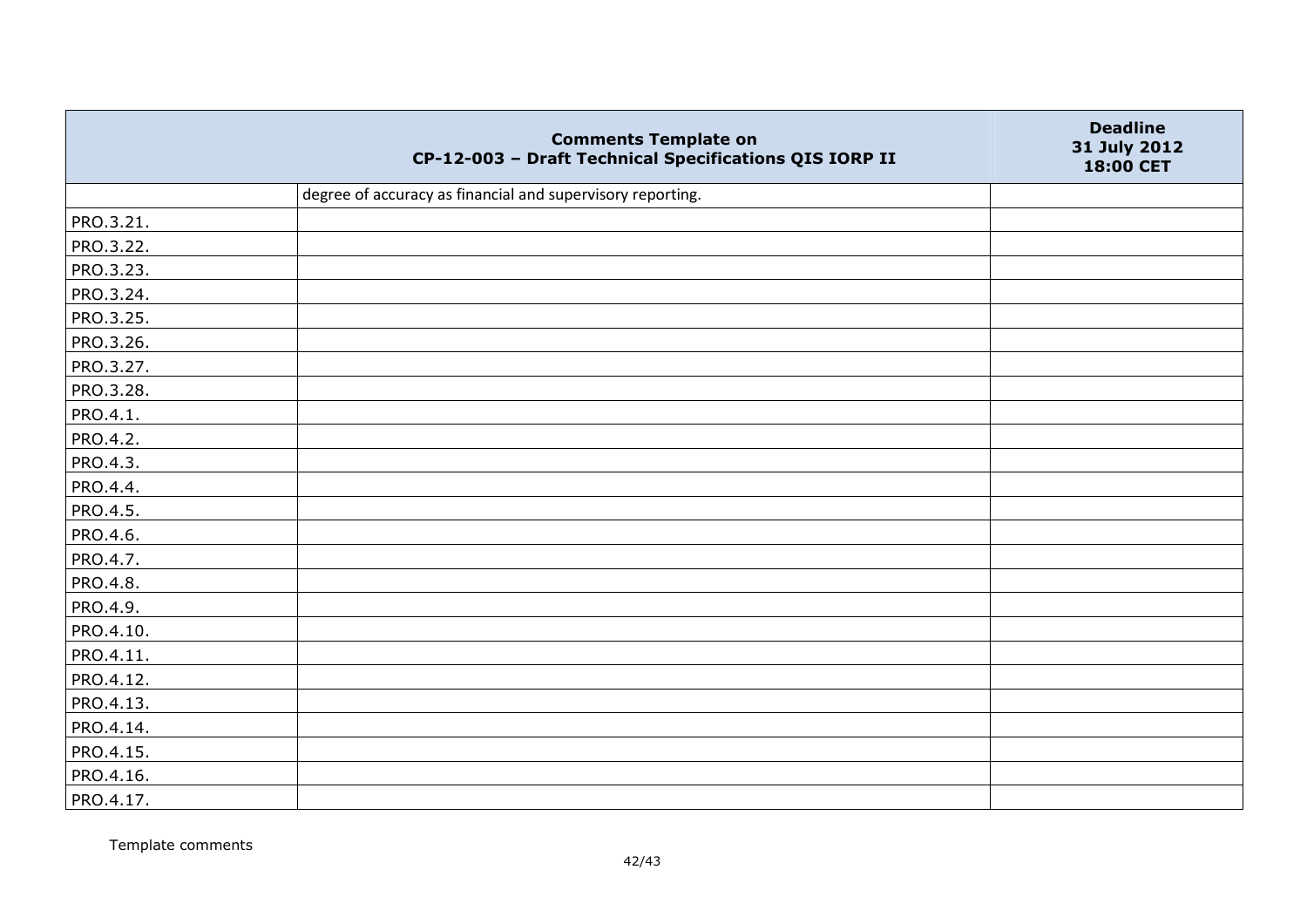| Comments Template on CP-12-003 – Draft Technical Specifications QIS IORP II | | Deadline 31 July 2012 18:00 CET |
|---|---|---|
| | degree of accuracy as financial and supervisory reporting. | |
| PRO.3.21. | | |
| PRO.3.22. | | |
| PRO.3.23. | | |
| PRO.3.24. | | |
| PRO.3.25. | | |
| PRO.3.26. | | |
| PRO.3.27. | | |
| PRO.3.28. | | |
| PRO.4.1. | | |
| PRO.4.2. | | |
| PRO.4.3. | | |
| PRO.4.4. | | |
| PRO.4.5. | | |
| PRO.4.6. | | |
| PRO.4.7. | | |
| PRO.4.8. | | |
| PRO.4.9. | | |
| PRO.4.10. | | |
| PRO.4.11. | | |
| PRO.4.12. | | |
| PRO.4.13. | | |
| PRO.4.14. | | |
| PRO.4.15. | | |
| PRO.4.16. | | |
| PRO.4.17. | | |